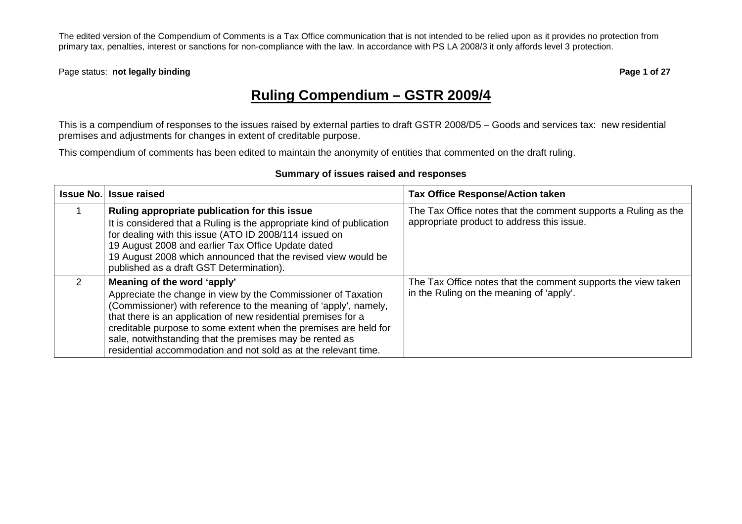The edited version of the Compendium of Comments is a Tax Office communication that is not intended to be relied upon as it provides no protection from primary tax, penalties, interest or sanctions for non-compliance with the law. In accordance with PS LA 2008/3 it only affords level 3 protection.

Page status: **not legally binding**

# Ruling Compendium – GSTR 2009/4

This is a compendium of responses to the issues raised by external parties to draft GSTR 2008/D5 – Goods and services tax: new residential premises and adjustments for changes in extent of creditable purpose.

This compendium of comments has been edited to maintain the anonymity of entities that commented on the draft ruling.

**Summary of issues raised and responses**

| Issue No. | Issue raised | Tax Office Response/Action taken |
|---|---|---|
| 1 | **Ruling appropriate publication for this issue**<br>It is considered that a Ruling is the appropriate kind of publication for dealing with this issue (ATO ID 2008/114 issued on 19 August 2008 and earlier Tax Office Update dated 19 August 2008 which announced that the revised view would be published as a draft GST Determination). | The Tax Office notes that the comment supports a Ruling as the appropriate product to address this issue. |
| 2 | **Meaning of the word 'apply'**<br>Appreciate the change in view by the Commissioner of Taxation (Commissioner) with reference to the meaning of 'apply', namely, that there is an application of new residential premises for a creditable purpose to some extent when the premises are held for sale, notwithstanding that the premises may be rented as residential accommodation and not sold as at the relevant time. | The Tax Office notes that the comment supports the view taken in the Ruling on the meaning of 'apply'. |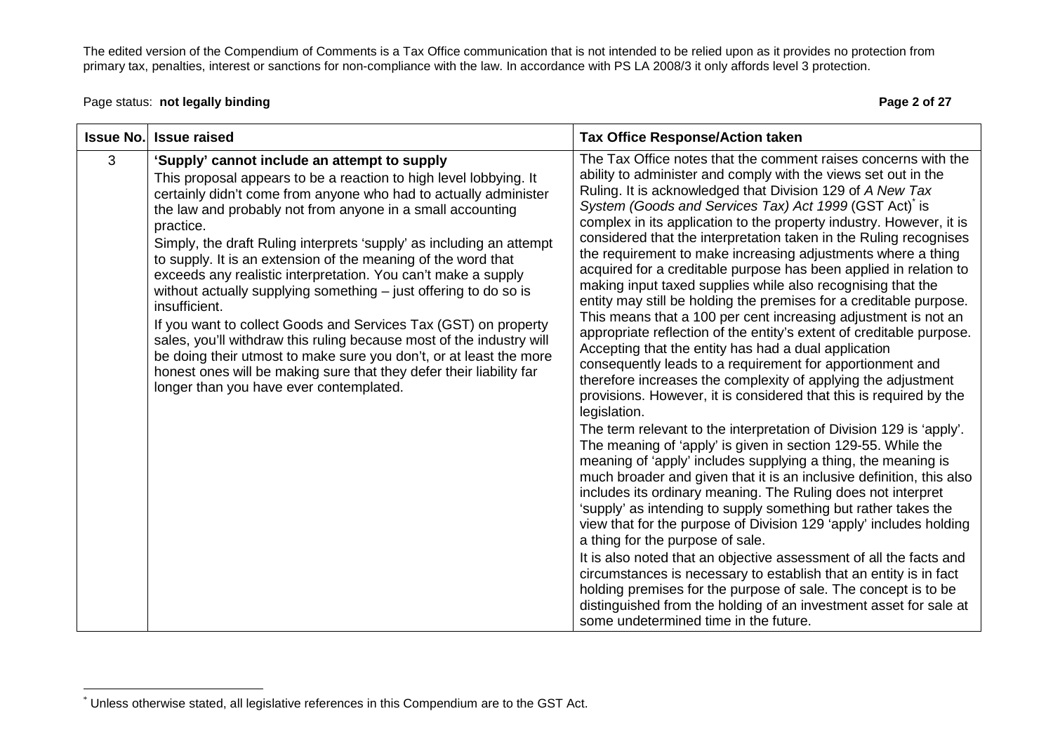The edited version of the Compendium of Comments is a Tax Office communication that is not intended to be relied upon as it provides no protection from primary tax, penalties, interest or sanctions for non-compliance with the law. In accordance with PS LA 2008/3 it only affords level 3 protection.

Page status: **not legally binding**

| Issue No. | Issue raised | Tax Office Response/Action taken |
|---|---|---|
| 3 | **'Supply' cannot include an attempt to supply**<br>This proposal appears to be a reaction to high level lobbying. It certainly didn't come from anyone who had to actually administer the law and probably not from anyone in a small accounting practice.<br>Simply, the draft Ruling interprets 'supply' as including an attempt to supply. It is an extension of the meaning of the word that exceeds any realistic interpretation. You can't make a supply without actually supplying something – just offering to do so is insufficient.<br>If you want to collect Goods and Services Tax (GST) on property sales, you'll withdraw this ruling because most of the industry will be doing their utmost to make sure you don't, or at least the more honest ones will be making sure that they defer their liability far longer than you have ever contemplated. | The Tax Office notes that the comment raises concerns with the ability to administer and comply with the views set out in the Ruling. It is acknowledged that Division 129 of *A New Tax System (Goods and Services Tax) Act 1999* (GST Act)[*] is complex in its application to the property industry. However, it is considered that the interpretation taken in the Ruling recognises the requirement to make increasing adjustments where a thing acquired for a creditable purpose has been applied in relation to making input taxed supplies while also recognising that the entity may still be holding the premises for a creditable purpose. This means that a 100 per cent increasing adjustment is not an appropriate reflection of the entity's extent of creditable purpose. Accepting that the entity has had a dual application consequently leads to a requirement for apportionment and therefore increases the complexity of applying the adjustment provisions. However, it is considered that this is required by the legislation.<br>The term relevant to the interpretation of Division 129 is 'apply'. The meaning of 'apply' is given in section 129-55. While the meaning of 'apply' includes supplying a thing, the meaning is much broader and given that it is an inclusive definition, this also includes its ordinary meaning. The Ruling does not interpret 'supply' as intending to supply something but rather takes the view that for the purpose of Division 129 'apply' includes holding a thing for the purpose of sale.<br>It is also noted that an objective assessment of all the facts and circumstances is necessary to establish that an entity is in fact holding premises for the purpose of sale. The concept is to be distinguished from the holding of an investment asset for sale at some undetermined time in the future. |

[*] Unless otherwise stated, all legislative references in this Compendium are to the GST Act.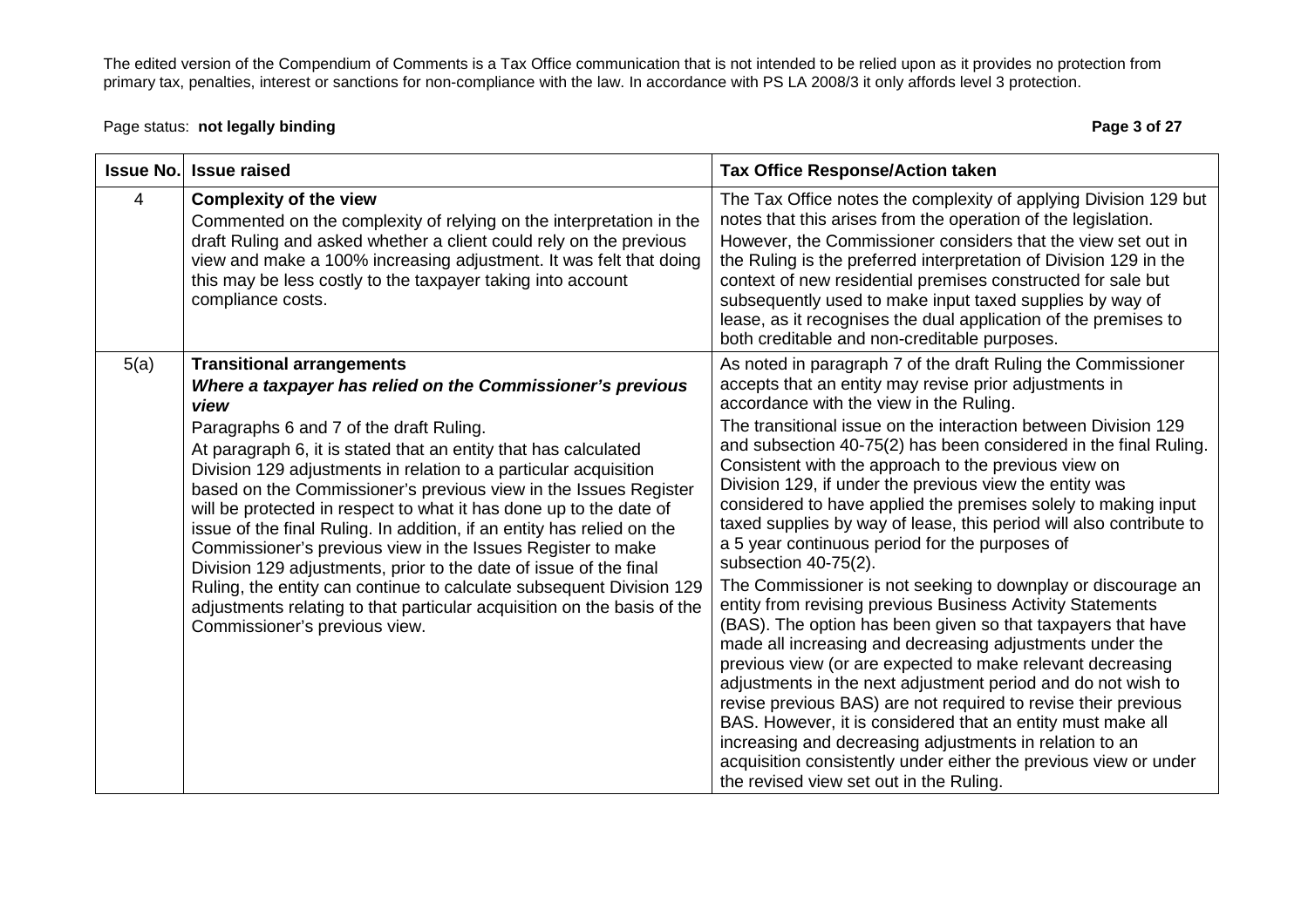The edited version of the Compendium of Comments is a Tax Office communication that is not intended to be relied upon as it provides no protection from primary tax, penalties, interest or sanctions for non-compliance with the law. In accordance with PS LA 2008/3 it only affords level 3 protection.

Page status: **not legally binding**

| Issue No. | Issue raised | Tax Office Response/Action taken |
|---|---|---|
| 4 | **Complexity of the view**<br>Commented on the complexity of relying on the interpretation in the draft Ruling and asked whether a client could rely on the previous view and make a 100% increasing adjustment. It was felt that doing this may be less costly to the taxpayer taking into account compliance costs. | The Tax Office notes the complexity of applying Division 129 but notes that this arises from the operation of the legislation.<br>However, the Commissioner considers that the view set out in the Ruling is the preferred interpretation of Division 129 in the context of new residential premises constructed for sale but subsequently used to make input taxed supplies by way of lease, as it recognises the dual application of the premises to both creditable and non-creditable purposes. |
| 5(a) | **Transitional arrangements**<br>***Where a taxpayer has relied on the Commissioner's previous view***<br>Paragraphs 6 and 7 of the draft Ruling.<br>At paragraph 6, it is stated that an entity that has calculated Division 129 adjustments in relation to a particular acquisition based on the Commissioner's previous view in the Issues Register will be protected in respect to what it has done up to the date of issue of the final Ruling. In addition, if an entity has relied on the Commissioner's previous view in the Issues Register to make Division 129 adjustments, prior to the date of issue of the final Ruling, the entity can continue to calculate subsequent Division 129 adjustments relating to that particular acquisition on the basis of the Commissioner's previous view. | As noted in paragraph 7 of the draft Ruling the Commissioner accepts that an entity may revise prior adjustments in accordance with the view in the Ruling.<br>The transitional issue on the interaction between Division 129 and subsection 40-75(2) has been considered in the final Ruling. Consistent with the approach to the previous view on Division 129, if under the previous view the entity was considered to have applied the premises solely to making input taxed supplies by way of lease, this period will also contribute to a 5 year continuous period for the purposes of subsection 40-75(2).<br>The Commissioner is not seeking to downplay or discourage an entity from revising previous Business Activity Statements (BAS). The option has been given so that taxpayers that have made all increasing and decreasing adjustments under the previous view (or are expected to make relevant decreasing adjustments in the next adjustment period and do not wish to revise previous BAS) are not required to revise their previous BAS. However, it is considered that an entity must make all increasing and decreasing adjustments in relation to an acquisition consistently under either the previous view or under the revised view set out in the Ruling. |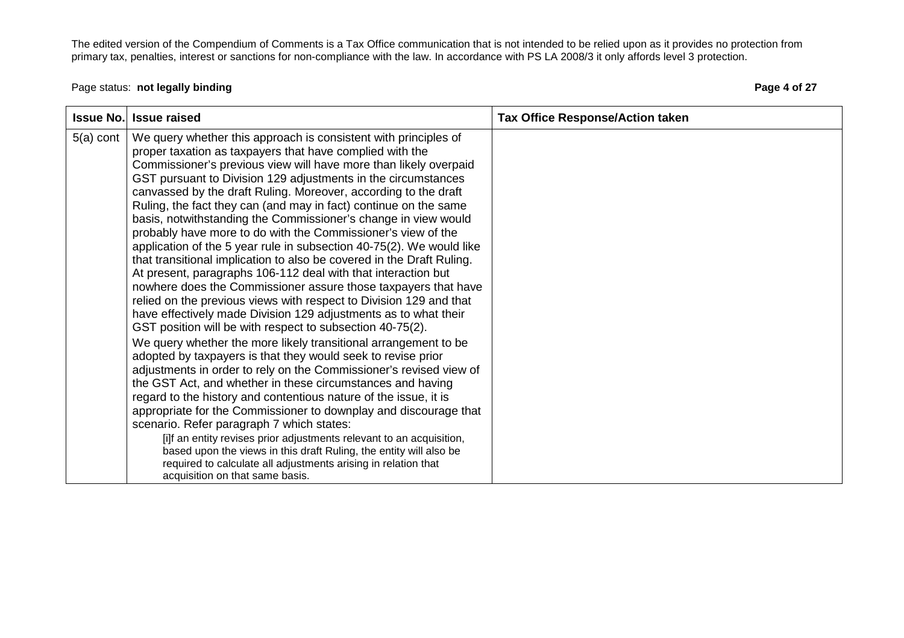| Issue No. | Issue raised | Tax Office Response/Action taken |
|---|---|---|
| 5(a) cont | We query whether this approach is consistent with principles of proper taxation as taxpayers that have complied with the Commissioner's previous view will have more than likely overpaid GST pursuant to Division 129 adjustments in the circumstances canvassed by the draft Ruling. Moreover, according to the draft Ruling, the fact they can (and may in fact) continue on the same basis, notwithstanding the Commissioner's change in view would probably have more to do with the Commissioner's view of the application of the 5 year rule in subsection 40-75(2). We would like that transitional implication to also be covered in the Draft Ruling. At present, paragraphs 106-112 deal with that interaction but nowhere does the Commissioner assure those taxpayers that have relied on the previous views with respect to Division 129 and that have effectively made Division 129 adjustments as to what their GST position will be with respect to subsection 40-75(2).<br><br>We query whether the more likely transitional arrangement to be adopted by taxpayers is that they would seek to revise prior adjustments in order to rely on the Commissioner's revised view of the GST Act, and whether in these circumstances and having regard to the history and contentious nature of the issue, it is appropriate for the Commissioner to downplay and discourage that scenario. Refer paragraph 7 which states:<br><br>[i]f an entity revises prior adjustments relevant to an acquisition, based upon the views in this draft Ruling, the entity will also be required to calculate all adjustments arising in relation that acquisition on that same basis. | |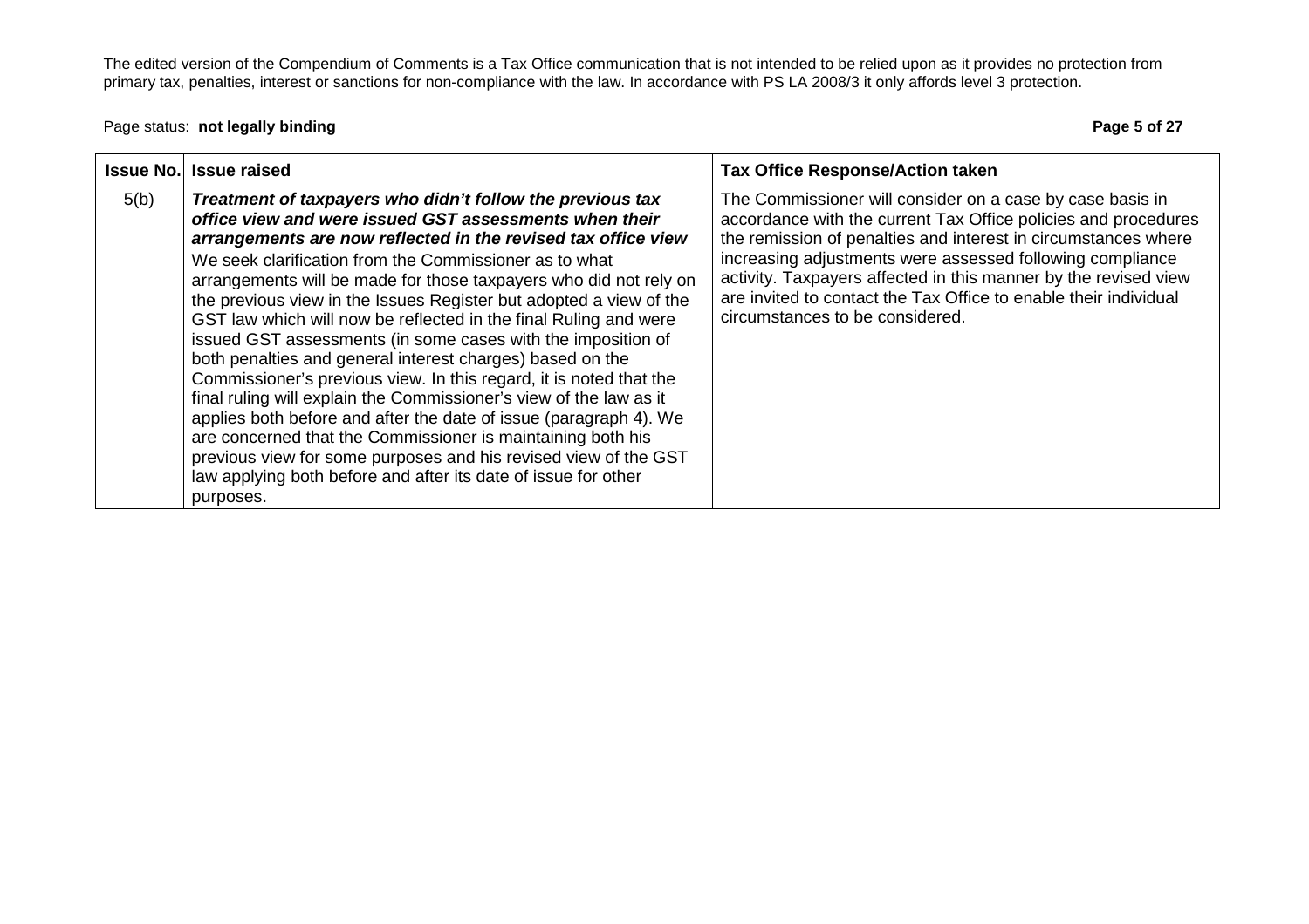The edited version of the Compendium of Comments is a Tax Office communication that is not intended to be relied upon as it provides no protection from primary tax, penalties, interest or sanctions for non-compliance with the law. In accordance with PS LA 2008/3 it only affords level 3 protection.

Page status: **not legally binding**

| Issue No. | Issue raised | Tax Office Response/Action taken |
|---|---|---|
| 5(b) | ***Treatment of taxpayers who didn't follow the previous tax office view and were issued GST assessments when their arrangements are now reflected in the revised tax office view*** We seek clarification from the Commissioner as to what arrangements will be made for those taxpayers who did not rely on the previous view in the Issues Register but adopted a view of the GST law which will now be reflected in the final Ruling and were issued GST assessments (in some cases with the imposition of both penalties and general interest charges) based on the Commissioner's previous view. In this regard, it is noted that the final ruling will explain the Commissioner's view of the law as it applies both before and after the date of issue (paragraph 4). We are concerned that the Commissioner is maintaining both his previous view for some purposes and his revised view of the GST law applying both before and after its date of issue for other purposes. | The Commissioner will consider on a case by case basis in accordance with the current Tax Office policies and procedures the remission of penalties and interest in circumstances where increasing adjustments were assessed following compliance activity. Taxpayers affected in this manner by the revised view are invited to contact the Tax Office to enable their individual circumstances to be considered. |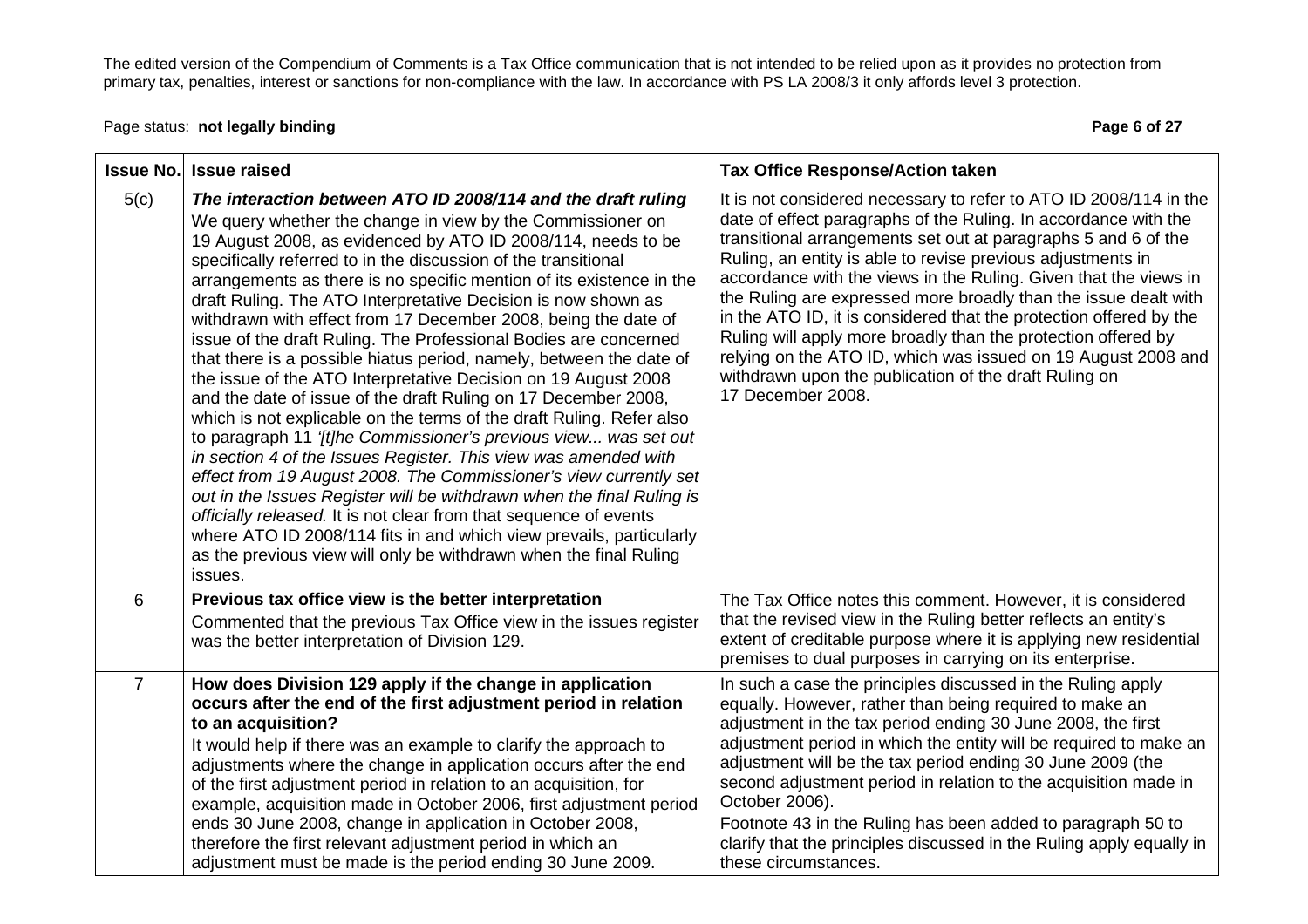The edited version of the Compendium of Comments is a Tax Office communication that is not intended to be relied upon as it provides no protection from primary tax, penalties, interest or sanctions for non-compliance with the law. In accordance with PS LA 2008/3 it only affords level 3 protection.

Page status: **not legally binding**

| Issue No. | Issue raised | Tax Office Response/Action taken |
|---|---|---|
| 5(c) | ***The interaction between ATO ID 2008/114 and the draft ruling*** We query whether the change in view by the Commissioner on 19 August 2008, as evidenced by ATO ID 2008/114, needs to be specifically referred to in the discussion of the transitional arrangements as there is no specific mention of its existence in the draft Ruling. The ATO Interpretative Decision is now shown as withdrawn with effect from 17 December 2008, being the date of issue of the draft Ruling. The Professional Bodies are concerned that there is a possible hiatus period, namely, between the date of the issue of the ATO Interpretative Decision on 19 August 2008 and the date of issue of the draft Ruling on 17 December 2008, which is not explicable on the terms of the draft Ruling. Refer also to paragraph 11 *'[t]he Commissioner's previous view... was set out in section 4 of the Issues Register. This view was amended with effect from 19 August 2008. The Commissioner's view currently set out in the Issues Register will be withdrawn when the final Ruling is officially released.* It is not clear from that sequence of events where ATO ID 2008/114 fits in and which view prevails, particularly as the previous view will only be withdrawn when the final Ruling issues. | It is not considered necessary to refer to ATO ID 2008/114 in the date of effect paragraphs of the Ruling. In accordance with the transitional arrangements set out at paragraphs 5 and 6 of the Ruling, an entity is able to revise previous adjustments in accordance with the views in the Ruling. Given that the views in the Ruling are expressed more broadly than the issue dealt with in the ATO ID, it is considered that the protection offered by the Ruling will apply more broadly than the protection offered by relying on the ATO ID, which was issued on 19 August 2008 and withdrawn upon the publication of the draft Ruling on 17 December 2008. |
| 6 | **Previous tax office view is the better interpretation** Commented that the previous Tax Office view in the issues register was the better interpretation of Division 129. | The Tax Office notes this comment. However, it is considered that the revised view in the Ruling better reflects an entity's extent of creditable purpose where it is applying new residential premises to dual purposes in carrying on its enterprise. |
| 7 | **How does Division 129 apply if the change in application occurs after the end of the first adjustment period in relation to an acquisition?** It would help if there was an example to clarify the approach to adjustments where the change in application occurs after the end of the first adjustment period in relation to an acquisition, for example, acquisition made in October 2006, first adjustment period ends 30 June 2008, change in application in October 2008, therefore the first relevant adjustment period in which an adjustment must be made is the period ending 30 June 2009. | In such a case the principles discussed in the Ruling apply equally. However, rather than being required to make an adjustment in the tax period ending 30 June 2008, the first adjustment period in which the entity will be required to make an adjustment will be the tax period ending 30 June 2009 (the second adjustment period in relation to the acquisition made in October 2006). Footnote 43 in the Ruling has been added to paragraph 50 to clarify that the principles discussed in the Ruling apply equally in these circumstances. |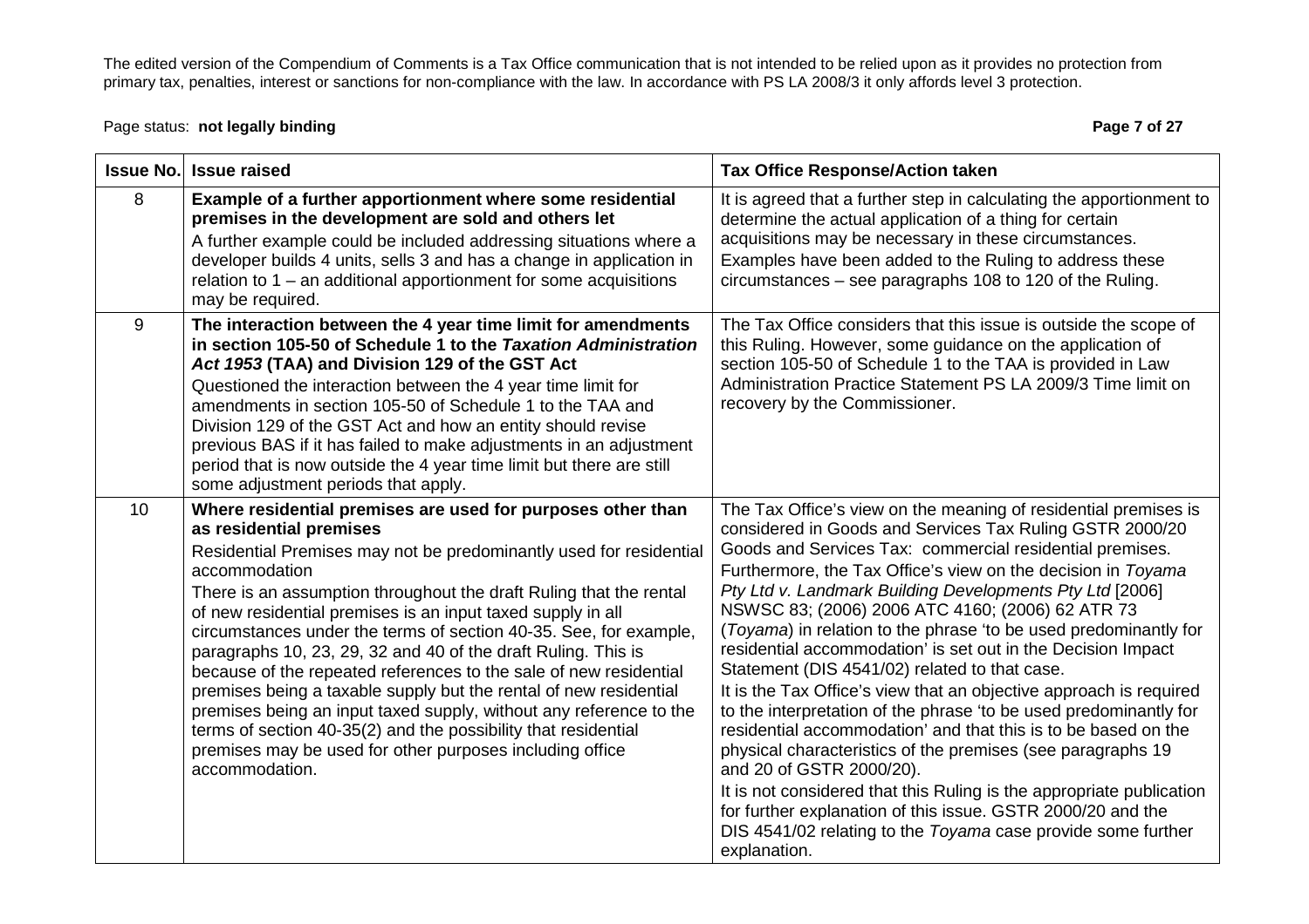| Issue No. | Issue raised | Tax Office Response/Action taken |
|---|---|---|
| 8 | **Example of a further apportionment where some residential premises in the development are sold and others let**<br>A further example could be included addressing situations where a developer builds 4 units, sells 3 and has a change in application in relation to 1 – an additional apportionment for some acquisitions may be required. | It is agreed that a further step in calculating the apportionment to determine the actual application of a thing for certain acquisitions may be necessary in these circumstances. Examples have been added to the Ruling to address these circumstances – see paragraphs 108 to 120 of the Ruling. |
| 9 | **The interaction between the 4 year time limit for amendments in section 105-50 of Schedule 1 to the *Taxation Administration Act 1953* (TAA) and Division 129 of the GST Act**<br>Questioned the interaction between the 4 year time limit for amendments in section 105-50 of Schedule 1 to the TAA and Division 129 of the GST Act and how an entity should revise previous BAS if it has failed to make adjustments in an adjustment period that is now outside the 4 year time limit but there are still some adjustment periods that apply. | The Tax Office considers that this issue is outside the scope of this Ruling. However, some guidance on the application of section 105-50 of Schedule 1 to the TAA is provided in Law Administration Practice Statement PS LA 2009/3 Time limit on recovery by the Commissioner. |
| 10 | **Where residential premises are used for purposes other than as residential premises**<br>Residential Premises may not be predominantly used for residential accommodation<br>There is an assumption throughout the draft Ruling that the rental of new residential premises is an input taxed supply in all circumstances under the terms of section 40-35. See, for example, paragraphs 10, 23, 29, 32 and 40 of the draft Ruling. This is because of the repeated references to the sale of new residential premises being a taxable supply but the rental of new residential premises being an input taxed supply, without any reference to the terms of section 40-35(2) and the possibility that residential premises may be used for other purposes including office accommodation. | The Tax Office's view on the meaning of residential premises is considered in Goods and Services Tax Ruling GSTR 2000/20 Goods and Services Tax: commercial residential premises. Furthermore, the Tax Office's view on the decision in *Toyama Pty Ltd v. Landmark Building Developments Pty Ltd* [2006] NSWSC 83; (2006) 2006 ATC 4160; (2006) 62 ATR 73 (*Toyama*) in relation to the phrase 'to be used predominantly for residential accommodation' is set out in the Decision Impact Statement (DIS 4541/02) related to that case.<br>It is the Tax Office's view that an objective approach is required to the interpretation of the phrase 'to be used predominantly for residential accommodation' and that this is to be based on the physical characteristics of the premises (see paragraphs 19 and 20 of GSTR 2000/20).<br>It is not considered that this Ruling is the appropriate publication for further explanation of this issue. GSTR 2000/20 and the DIS 4541/02 relating to the *Toyama* case provide some further explanation. |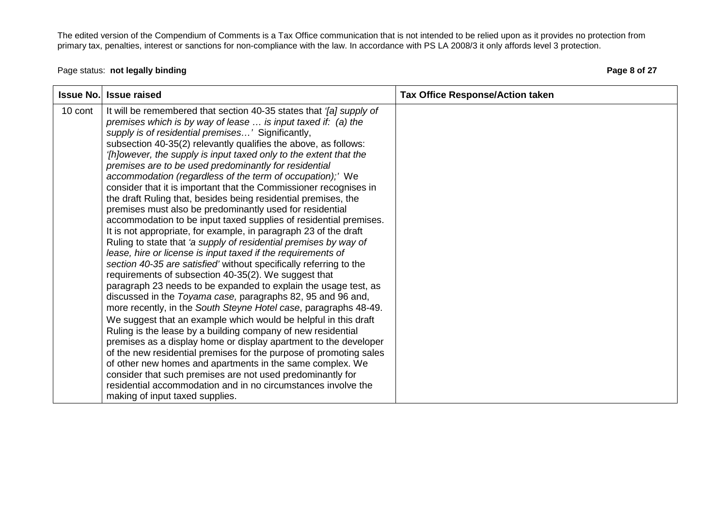The edited version of the Compendium of Comments is a Tax Office communication that is not intended to be relied upon as it provides no protection from primary tax, penalties, interest or sanctions for non-compliance with the law. In accordance with PS LA 2008/3 it only affords level 3 protection.

Page status: **not legally binding**

| Issue No. | Issue raised | Tax Office Response/Action taken |
|---|---|---|
| 10 cont | It will be remembered that section 40-35 states that *'[a] supply of premises which is by way of lease … is input taxed if: (a) the supply is of residential premises…'* Significantly, subsection 40-35(2) relevantly qualifies the above, as follows: *'[h]owever, the supply is input taxed only to the extent that the premises are to be used predominantly for residential accommodation (regardless of the term of occupation);'* We consider that it is important that the Commissioner recognises in the draft Ruling that, besides being residential premises, the premises must also be predominantly used for residential accommodation to be input taxed supplies of residential premises. It is not appropriate, for example, in paragraph 23 of the draft Ruling to state that *'a supply of residential premises by way of lease, hire or license is input taxed if the requirements of section 40-35 are satisfied'* without specifically referring to the requirements of subsection 40-35(2). We suggest that paragraph 23 needs to be expanded to explain the usage test, as discussed in the *Toyama case,* paragraphs 82, 95 and 96 and, more recently, in the *South Steyne Hotel case*, paragraphs 48-49.<br><br>We suggest that an example which would be helpful in this draft Ruling is the lease by a building company of new residential premises as a display home or display apartment to the developer of the new residential premises for the purpose of promoting sales of other new homes and apartments in the same complex. We consider that such premises are not used predominantly for residential accommodation and in no circumstances involve the making of input taxed supplies. | |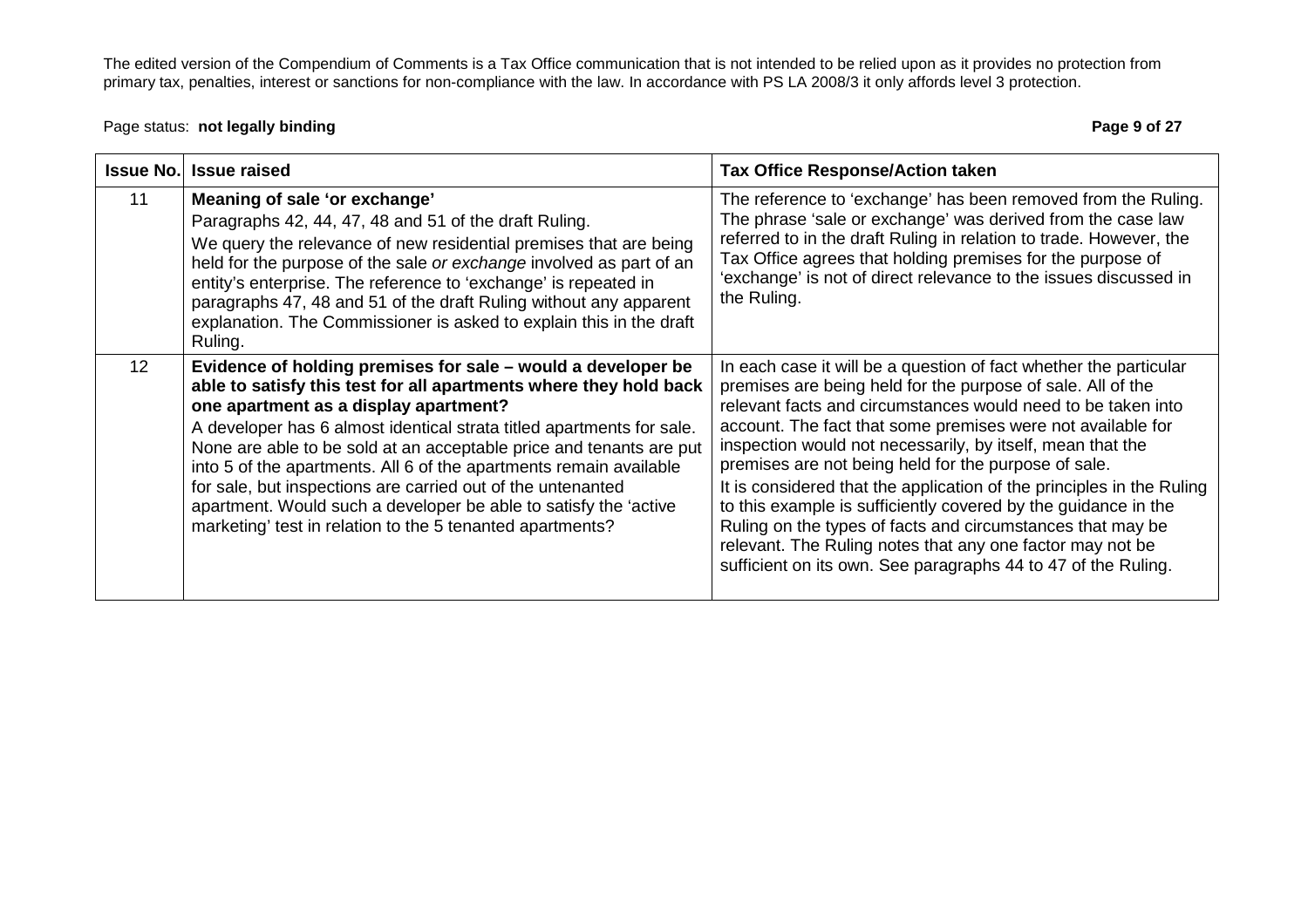The edited version of the Compendium of Comments is a Tax Office communication that is not intended to be relied upon as it provides no protection from primary tax, penalties, interest or sanctions for non-compliance with the law. In accordance with PS LA 2008/3 it only affords level 3 protection.

Page status: **not legally binding**

| Issue No. | Issue raised | Tax Office Response/Action taken |
|---|---|---|
| 11 | **Meaning of sale 'or exchange'**<br>Paragraphs 42, 44, 47, 48 and 51 of the draft Ruling.<br>We query the relevance of new residential premises that are being held for the purpose of the sale *or exchange* involved as part of an entity's enterprise. The reference to 'exchange' is repeated in paragraphs 47, 48 and 51 of the draft Ruling without any apparent explanation. The Commissioner is asked to explain this in the draft Ruling. | The reference to 'exchange' has been removed from the Ruling. The phrase 'sale or exchange' was derived from the case law referred to in the draft Ruling in relation to trade. However, the Tax Office agrees that holding premises for the purpose of 'exchange' is not of direct relevance to the issues discussed in the Ruling. |
| 12 | **Evidence of holding premises for sale – would a developer be able to satisfy this test for all apartments where they hold back one apartment as a display apartment?**<br>A developer has 6 almost identical strata titled apartments for sale. None are able to be sold at an acceptable price and tenants are put into 5 of the apartments. All 6 of the apartments remain available for sale, but inspections are carried out of the untenanted apartment. Would such a developer be able to satisfy the 'active marketing' test in relation to the 5 tenanted apartments? | In each case it will be a question of fact whether the particular premises are being held for the purpose of sale. All of the relevant facts and circumstances would need to be taken into account. The fact that some premises were not available for inspection would not necessarily, by itself, mean that the premises are not being held for the purpose of sale.<br>It is considered that the application of the principles in the Ruling to this example is sufficiently covered by the guidance in the Ruling on the types of facts and circumstances that may be relevant. The Ruling notes that any one factor may not be sufficient on its own. See paragraphs 44 to 47 of the Ruling. |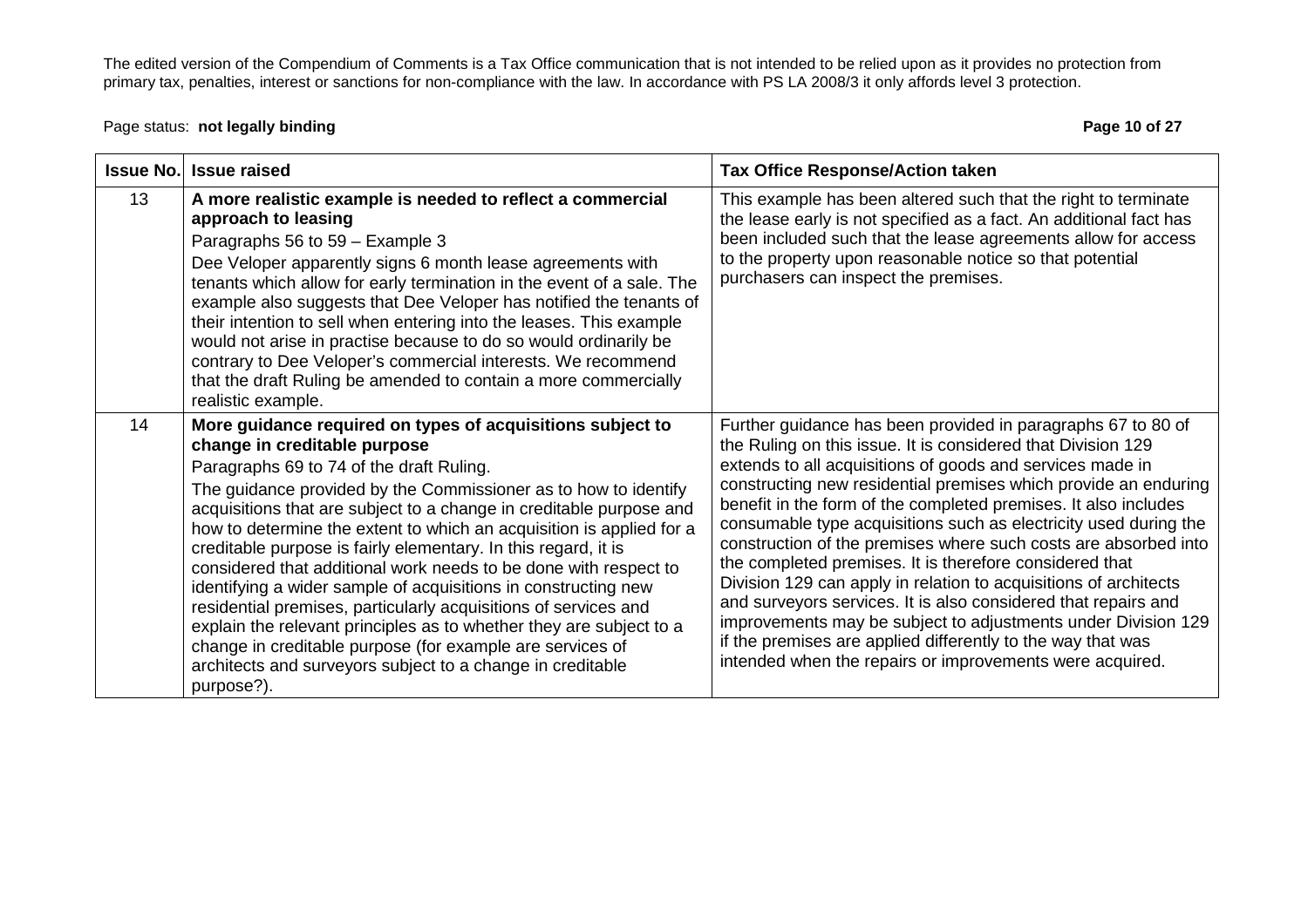The edited version of the Compendium of Comments is a Tax Office communication that is not intended to be relied upon as it provides no protection from primary tax, penalties, interest or sanctions for non-compliance with the law. In accordance with PS LA 2008/3 it only affords level 3 protection.

Page status: **not legally binding**

| Issue No. | Issue raised | Tax Office Response/Action taken |
|---|---|---|
| 13 | **A more realistic example is needed to reflect a commercial approach to leasing**<br>Paragraphs 56 to 59 – Example 3<br>Dee Veloper apparently signs 6 month lease agreements with tenants which allow for early termination in the event of a sale. The example also suggests that Dee Veloper has notified the tenants of their intention to sell when entering into the leases. This example would not arise in practise because to do so would ordinarily be contrary to Dee Veloper's commercial interests. We recommend that the draft Ruling be amended to contain a more commercially realistic example. | This example has been altered such that the right to terminate the lease early is not specified as a fact. An additional fact has been included such that the lease agreements allow for access to the property upon reasonable notice so that potential purchasers can inspect the premises. |
| 14 | **More guidance required on types of acquisitions subject to change in creditable purpose**<br>Paragraphs 69 to 74 of the draft Ruling.<br>The guidance provided by the Commissioner as to how to identify acquisitions that are subject to a change in creditable purpose and how to determine the extent to which an acquisition is applied for a creditable purpose is fairly elementary. In this regard, it is considered that additional work needs to be done with respect to identifying a wider sample of acquisitions in constructing new residential premises, particularly acquisitions of services and explain the relevant principles as to whether they are subject to a change in creditable purpose (for example are services of architects and surveyors subject to a change in creditable purpose?). | Further guidance has been provided in paragraphs 67 to 80 of the Ruling on this issue. It is considered that Division 129 extends to all acquisitions of goods and services made in constructing new residential premises which provide an enduring benefit in the form of the completed premises. It also includes consumable type acquisitions such as electricity used during the construction of the premises where such costs are absorbed into the completed premises. It is therefore considered that Division 129 can apply in relation to acquisitions of architects and surveyors services. It is also considered that repairs and improvements may be subject to adjustments under Division 129 if the premises are applied differently to the way that was intended when the repairs or improvements were acquired. |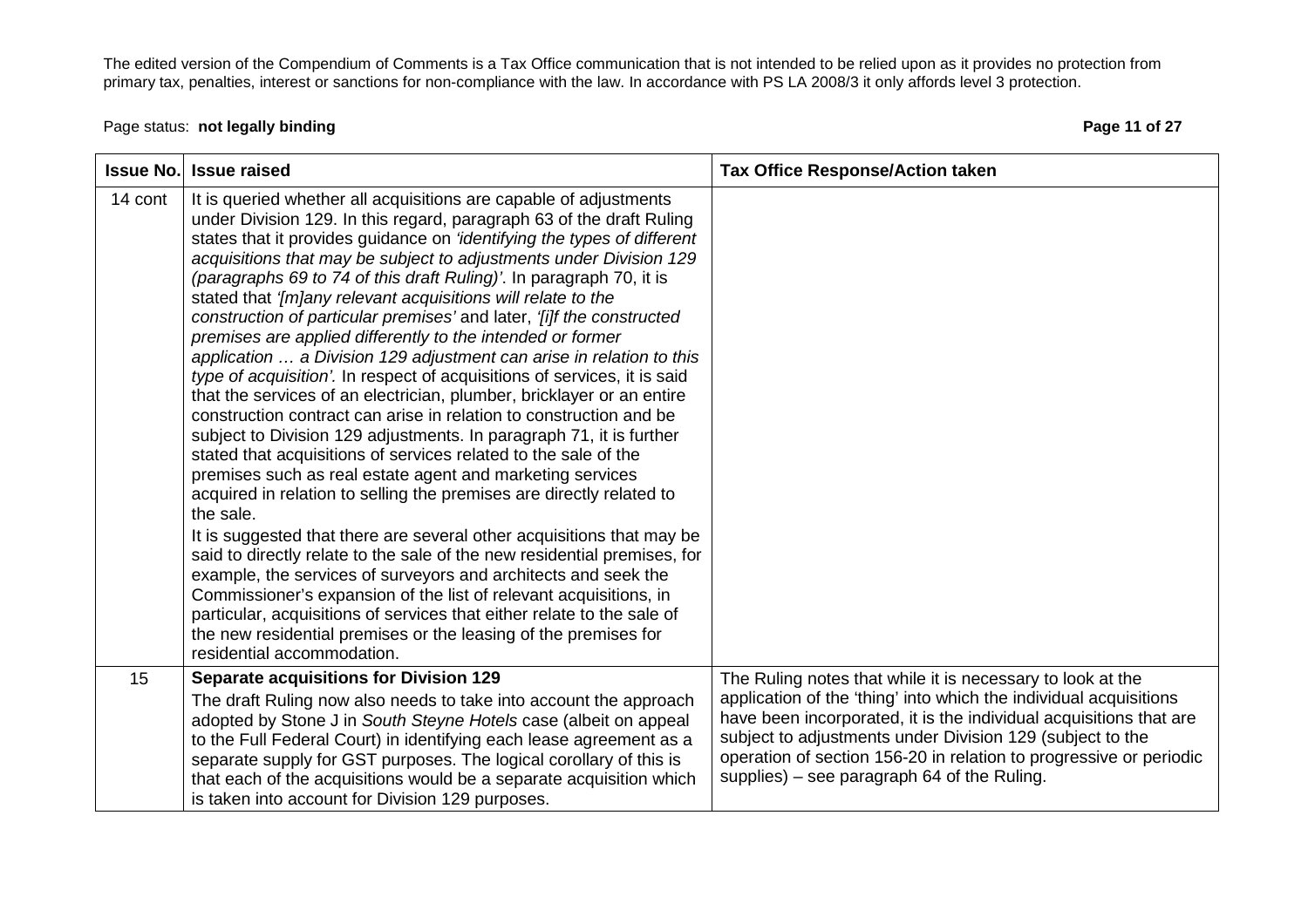The edited version of the Compendium of Comments is a Tax Office communication that is not intended to be relied upon as it provides no protection from primary tax, penalties, interest or sanctions for non-compliance with the law. In accordance with PS LA 2008/3 it only affords level 3 protection.

Page status: **not legally binding**

| Issue No. | Issue raised | Tax Office Response/Action taken |
|---|---|---|
| 14 cont | It is queried whether all acquisitions are capable of adjustments under Division 129. In this regard, paragraph 63 of the draft Ruling states that it provides guidance on *'identifying the types of different acquisitions that may be subject to adjustments under Division 129 (paragraphs 69 to 74 of this draft Ruling)'*. In paragraph 70, it is stated that *'[m]any relevant acquisitions will relate to the construction of particular premises'* and later, *'[i]f the constructed premises are applied differently to the intended or former application … a Division 129 adjustment can arise in relation to this type of acquisition'.* In respect of acquisitions of services, it is said that the services of an electrician, plumber, bricklayer or an entire construction contract can arise in relation to construction and be subject to Division 129 adjustments. In paragraph 71, it is further stated that acquisitions of services related to the sale of the premises such as real estate agent and marketing services acquired in relation to selling the premises are directly related to the sale.<br>It is suggested that there are several other acquisitions that may be said to directly relate to the sale of the new residential premises, for example, the services of surveyors and architects and seek the Commissioner's expansion of the list of relevant acquisitions, in particular, acquisitions of services that either relate to the sale of the new residential premises or the leasing of the premises for residential accommodation. | |
| 15 | **Separate acquisitions for Division 129**<br>The draft Ruling now also needs to take into account the approach adopted by Stone J in *South Steyne Hotels* case (albeit on appeal to the Full Federal Court) in identifying each lease agreement as a separate supply for GST purposes. The logical corollary of this is that each of the acquisitions would be a separate acquisition which is taken into account for Division 129 purposes. | The Ruling notes that while it is necessary to look at the application of the 'thing' into which the individual acquisitions have been incorporated, it is the individual acquisitions that are subject to adjustments under Division 129 (subject to the operation of section 156-20 in relation to progressive or periodic supplies) – see paragraph 64 of the Ruling. |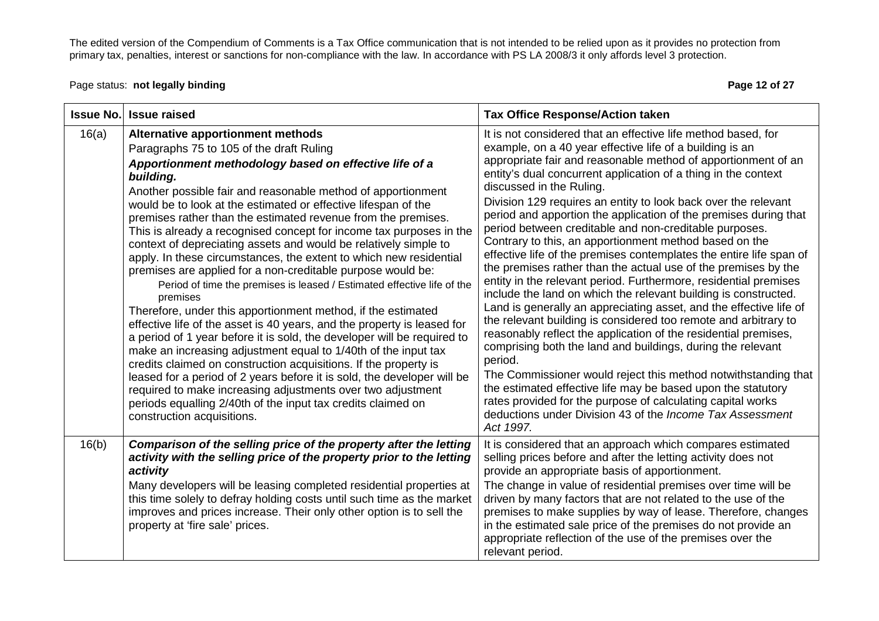The edited version of the Compendium of Comments is a Tax Office communication that is not intended to be relied upon as it provides no protection from primary tax, penalties, interest or sanctions for non-compliance with the law. In accordance with PS LA 2008/3 it only affords level 3 protection.

Page status: **not legally binding**

| Issue No. | Issue raised | Tax Office Response/Action taken |
|---|---|---|
| 16(a) | **Alternative apportionment methods**<br>Paragraphs 75 to 105 of the draft Ruling<br>***Apportionment methodology based on effective life of a building.***<br>Another possible fair and reasonable method of apportionment would be to look at the estimated or effective lifespan of the premises rather than the estimated revenue from the premises. This is already a recognised concept for income tax purposes in the context of depreciating assets and would be relatively simple to apply. In these circumstances, the extent to which new residential premises are applied for a non-creditable purpose would be:<br>Period of time the premises is leased / Estimated effective life of the premises<br>Therefore, under this apportionment method, if the estimated effective life of the asset is 40 years, and the property is leased for a period of 1 year before it is sold, the developer will be required to make an increasing adjustment equal to 1/40th of the input tax credits claimed on construction acquisitions. If the property is leased for a period of 2 years before it is sold, the developer will be required to make increasing adjustments over two adjustment periods equalling 2/40th of the input tax credits claimed on construction acquisitions. | It is not considered that an effective life method based, for example, on a 40 year effective life of a building is an appropriate fair and reasonable method of apportionment of an entity's dual concurrent application of a thing in the context discussed in the Ruling.<br>Division 129 requires an entity to look back over the relevant period and apportion the application of the premises during that period between creditable and non-creditable purposes. Contrary to this, an apportionment method based on the effective life of the premises contemplates the entire life span of the premises rather than the actual use of the premises by the entity in the relevant period. Furthermore, residential premises include the land on which the relevant building is constructed. Land is generally an appreciating asset, and the effective life of the relevant building is considered too remote and arbitrary to reasonably reflect the application of the residential premises, comprising both the land and buildings, during the relevant period.<br>The Commissioner would reject this method notwithstanding that the estimated effective life may be based upon the statutory rates provided for the purpose of calculating capital works deductions under Division 43 of the *Income Tax Assessment Act 1997.* |
| 16(b) | ***Comparison of the selling price of the property after the letting activity with the selling price of the property prior to the letting activity***<br>Many developers will be leasing completed residential properties at this time solely to defray holding costs until such time as the market improves and prices increase. Their only other option is to sell the property at 'fire sale' prices. | It is considered that an approach which compares estimated selling prices before and after the letting activity does not provide an appropriate basis of apportionment.<br>The change in value of residential premises over time will be driven by many factors that are not related to the use of the premises to make supplies by way of lease. Therefore, changes in the estimated sale price of the premises do not provide an appropriate reflection of the use of the premises over the relevant period. |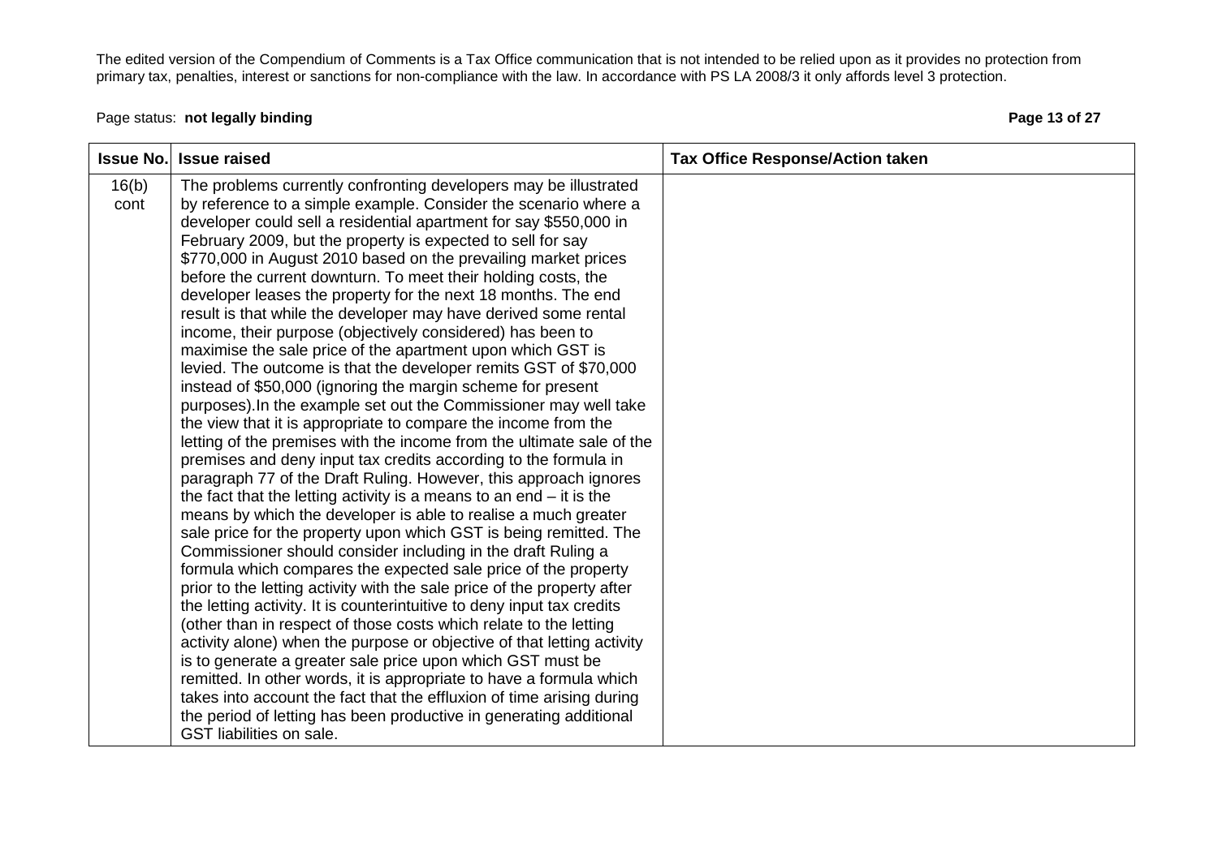| Issue No. | Issue raised | Tax Office Response/Action taken |
|---|---|---|
| 16(b) cont | The problems currently confronting developers may be illustrated by reference to a simple example. Consider the scenario where a developer could sell a residential apartment for say $550,000 in February 2009, but the property is expected to sell for say $770,000 in August 2010 based on the prevailing market prices before the current downturn. To meet their holding costs, the developer leases the property for the next 18 months. The end result is that while the developer may have derived some rental income, their purpose (objectively considered) has been to maximise the sale price of the apartment upon which GST is levied. The outcome is that the developer remits GST of $70,000 instead of $50,000 (ignoring the margin scheme for present purposes).In the example set out the Commissioner may well take the view that it is appropriate to compare the income from the letting of the premises with the income from the ultimate sale of the premises and deny input tax credits according to the formula in paragraph 77 of the Draft Ruling. However, this approach ignores the fact that the letting activity is a means to an end – it is the means by which the developer is able to realise a much greater sale price for the property upon which GST is being remitted. The Commissioner should consider including in the draft Ruling a formula which compares the expected sale price of the property prior to the letting activity with the sale price of the property after the letting activity. It is counterintuitive to deny input tax credits (other than in respect of those costs which relate to the letting activity alone) when the purpose or objective of that letting activity is to generate a greater sale price upon which GST must be remitted. In other words, it is appropriate to have a formula which takes into account the fact that the effluxion of time arising during the period of letting has been productive in generating additional GST liabilities on sale. | |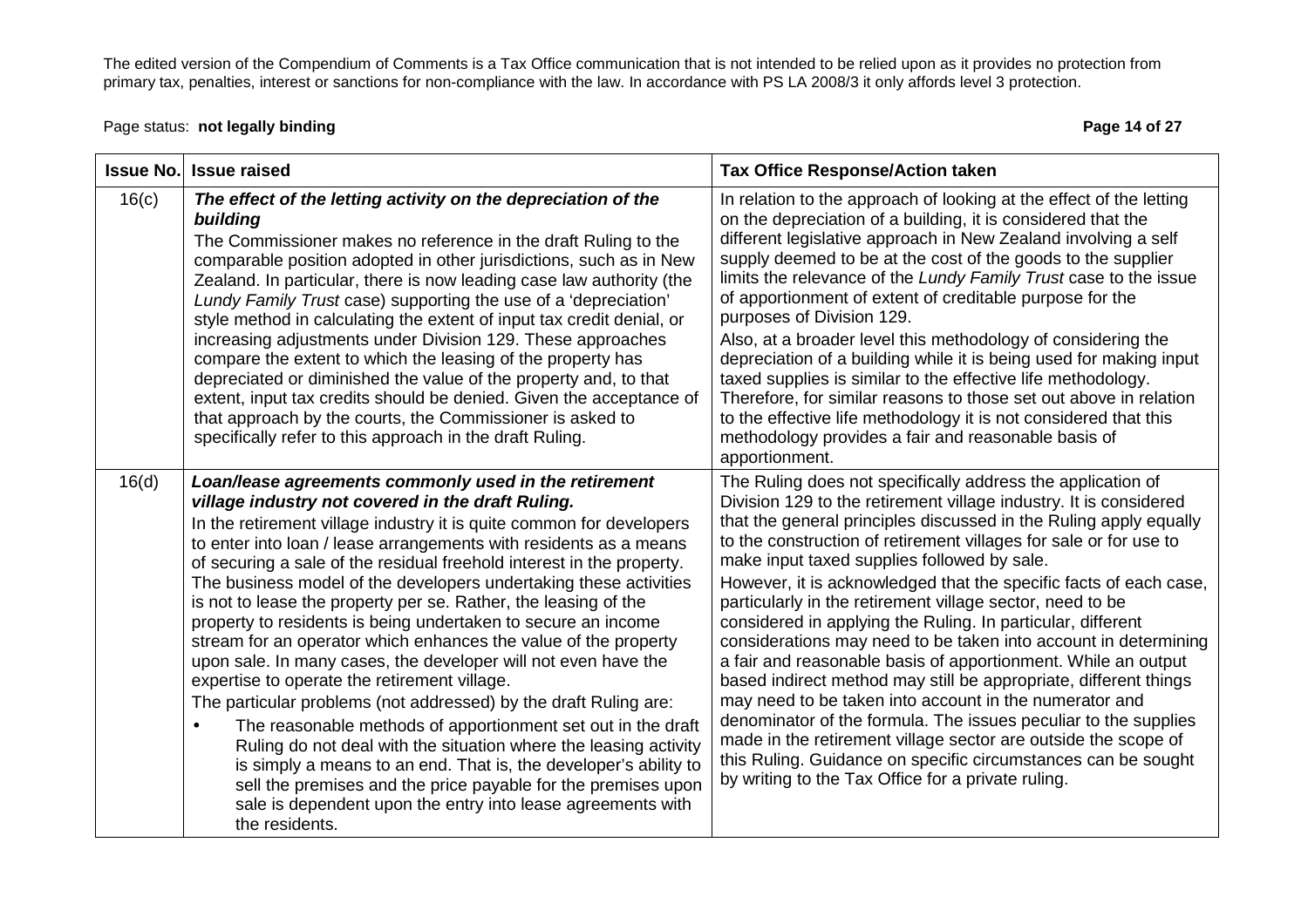The edited version of the Compendium of Comments is a Tax Office communication that is not intended to be relied upon as it provides no protection from primary tax, penalties, interest or sanctions for non-compliance with the law. In accordance with PS LA 2008/3 it only affords level 3 protection.

Page status: **not legally binding**

| Issue No. | Issue raised | Tax Office Response/Action taken |
|---|---|---|
| 16(c) | ***The effect of the letting activity on the depreciation of the building*** <br> The Commissioner makes no reference in the draft Ruling to the comparable position adopted in other jurisdictions, such as in New Zealand. In particular, there is now leading case law authority (the *Lundy Family Trust* case) supporting the use of a 'depreciation' style method in calculating the extent of input tax credit denial, or increasing adjustments under Division 129. These approaches compare the extent to which the leasing of the property has depreciated or diminished the value of the property and, to that extent, input tax credits should be denied. Given the acceptance of that approach by the courts, the Commissioner is asked to specifically refer to this approach in the draft Ruling. | In relation to the approach of looking at the effect of the letting on the depreciation of a building, it is considered that the different legislative approach in New Zealand involving a self supply deemed to be at the cost of the goods to the supplier limits the relevance of the *Lundy Family Trust* case to the issue of apportionment of extent of creditable purpose for the purposes of Division 129. <br> Also, at a broader level this methodology of considering the depreciation of a building while it is being used for making input taxed supplies is similar to the effective life methodology. Therefore, for similar reasons to those set out above in relation to the effective life methodology it is not considered that this methodology provides a fair and reasonable basis of apportionment. |
| 16(d) | ***Loan/lease agreements commonly used in the retirement village industry not covered in the draft Ruling.*** <br> In the retirement village industry it is quite common for developers to enter into loan / lease arrangements with residents as a means of securing a sale of the residual freehold interest in the property. The business model of the developers undertaking these activities is not to lease the property per se. Rather, the leasing of the property to residents is being undertaken to secure an income stream for an operator which enhances the value of the property upon sale. In many cases, the developer will not even have the expertise to operate the retirement village. <br> The particular problems (not addressed) by the draft Ruling are: <br> • The reasonable methods of apportionment set out in the draft Ruling do not deal with the situation where the leasing activity is simply a means to an end. That is, the developer's ability to sell the premises and the price payable for the premises upon sale is dependent upon the entry into lease agreements with the residents. | The Ruling does not specifically address the application of Division 129 to the retirement village industry. It is considered that the general principles discussed in the Ruling apply equally to the construction of retirement villages for sale or for use to make input taxed supplies followed by sale. <br> However, it is acknowledged that the specific facts of each case, particularly in the retirement village sector, need to be considered in applying the Ruling. In particular, different considerations may need to be taken into account in determining a fair and reasonable basis of apportionment. While an output based indirect method may still be appropriate, different things may need to be taken into account in the numerator and denominator of the formula. The issues peculiar to the supplies made in the retirement village sector are outside the scope of this Ruling. Guidance on specific circumstances can be sought by writing to the Tax Office for a private ruling. |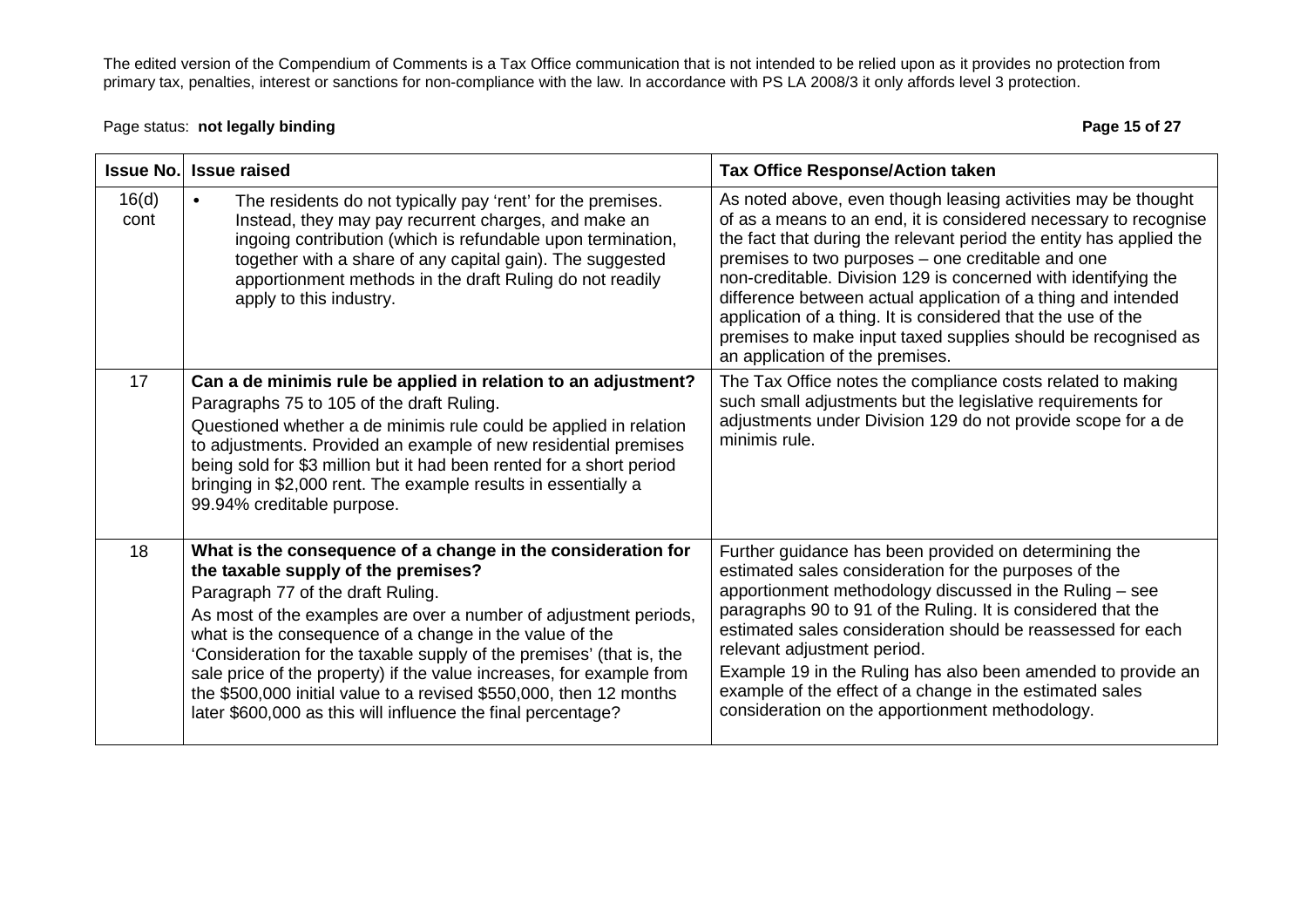The edited version of the Compendium of Comments is a Tax Office communication that is not intended to be relied upon as it provides no protection from primary tax, penalties, interest or sanctions for non-compliance with the law. In accordance with PS LA 2008/3 it only affords level 3 protection.

Page status: **not legally binding**

| Issue No. | Issue raised | Tax Office Response/Action taken |
|---|---|---|
| 16(d) cont | • The residents do not typically pay 'rent' for the premises. Instead, they may pay recurrent charges, and make an ingoing contribution (which is refundable upon termination, together with a share of any capital gain). The suggested apportionment methods in the draft Ruling do not readily apply to this industry. | As noted above, even though leasing activities may be thought of as a means to an end, it is considered necessary to recognise the fact that during the relevant period the entity has applied the premises to two purposes – one creditable and one non-creditable. Division 129 is concerned with identifying the difference between actual application of a thing and intended application of a thing. It is considered that the use of the premises to make input taxed supplies should be recognised as an application of the premises. |
| 17 | **Can a de minimis rule be applied in relation to an adjustment?** Paragraphs 75 to 105 of the draft Ruling. Questioned whether a de minimis rule could be applied in relation to adjustments. Provided an example of new residential premises being sold for $3 million but it had been rented for a short period bringing in $2,000 rent. The example results in essentially a 99.94% creditable purpose. | The Tax Office notes the compliance costs related to making such small adjustments but the legislative requirements for adjustments under Division 129 do not provide scope for a de minimis rule. |
| 18 | **What is the consequence of a change in the consideration for the taxable supply of the premises?** Paragraph 77 of the draft Ruling. As most of the examples are over a number of adjustment periods, what is the consequence of a change in the value of the 'Consideration for the taxable supply of the premises' (that is, the sale price of the property) if the value increases, for example from the $500,000 initial value to a revised $550,000, then 12 months later $600,000 as this will influence the final percentage? | Further guidance has been provided on determining the estimated sales consideration for the purposes of the apportionment methodology discussed in the Ruling – see paragraphs 90 to 91 of the Ruling. It is considered that the estimated sales consideration should be reassessed for each relevant adjustment period. Example 19 in the Ruling has also been amended to provide an example of the effect of a change in the estimated sales consideration on the apportionment methodology. |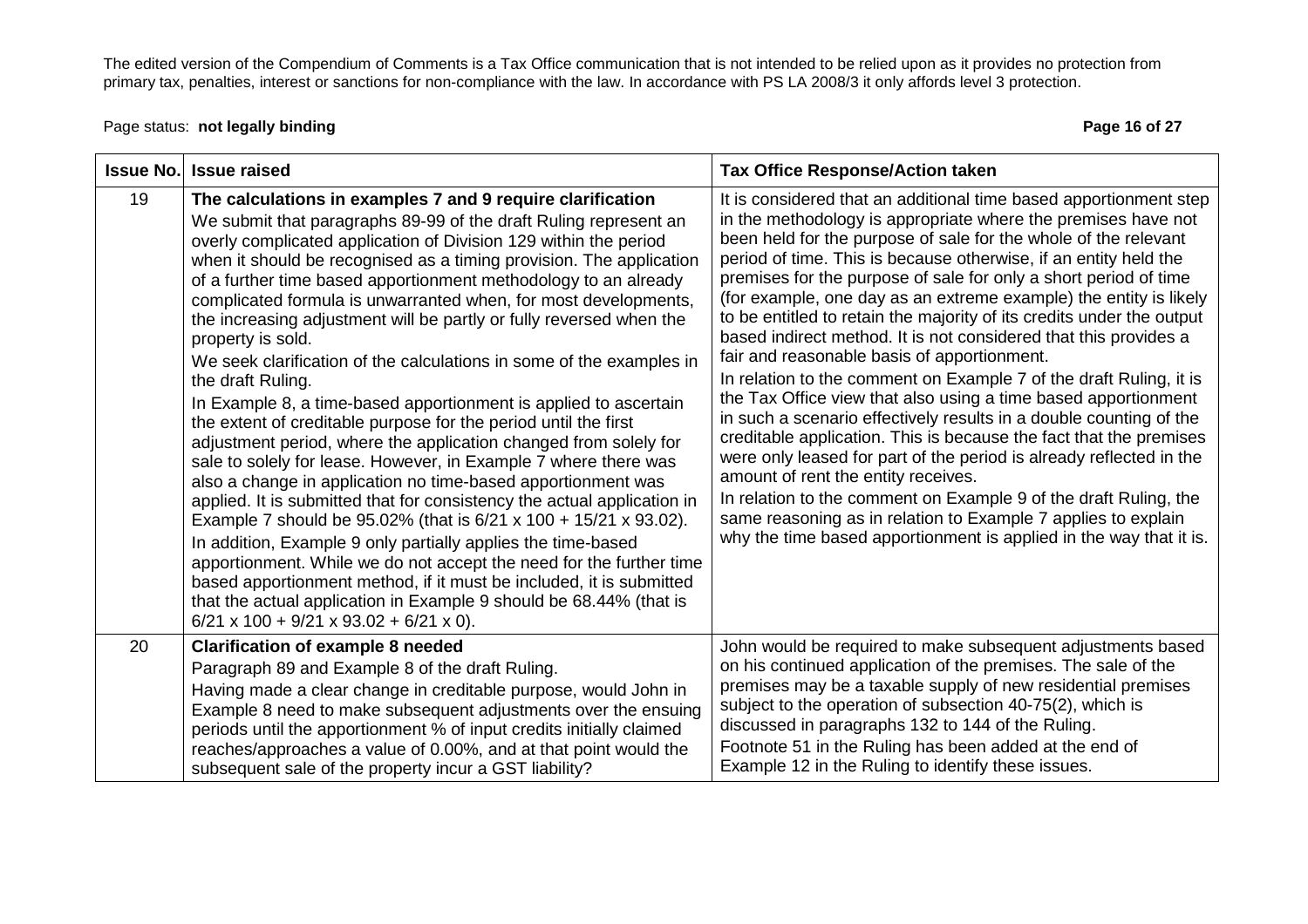The edited version of the Compendium of Comments is a Tax Office communication that is not intended to be relied upon as it provides no protection from primary tax, penalties, interest or sanctions for non-compliance with the law. In accordance with PS LA 2008/3 it only affords level 3 protection.

Page status: **not legally binding**

| Issue No. | Issue raised | Tax Office Response/Action taken |
|---|---|---|
| 19 | **The calculations in examples 7 and 9 require clarification**<br>We submit that paragraphs 89-99 of the draft Ruling represent an overly complicated application of Division 129 within the period when it should be recognised as a timing provision. The application of a further time based apportionment methodology to an already complicated formula is unwarranted when, for most developments, the increasing adjustment will be partly or fully reversed when the property is sold.<br>We seek clarification of the calculations in some of the examples in the draft Ruling.<br>In Example 8, a time-based apportionment is applied to ascertain the extent of creditable purpose for the period until the first adjustment period, where the application changed from solely for sale to solely for lease. However, in Example 7 where there was also a change in application no time-based apportionment was applied. It is submitted that for consistency the actual application in Example 7 should be 95.02% (that is 6/21 x 100 + 15/21 x 93.02).<br>In addition, Example 9 only partially applies the time-based apportionment. While we do not accept the need for the further time based apportionment method, if it must be included, it is submitted that the actual application in Example 9 should be 68.44% (that is 6/21 x 100 + 9/21 x 93.02 + 6/21 x 0). | It is considered that an additional time based apportionment step in the methodology is appropriate where the premises have not been held for the purpose of sale for the whole of the relevant period of time. This is because otherwise, if an entity held the premises for the purpose of sale for only a short period of time (for example, one day as an extreme example) the entity is likely to be entitled to retain the majority of its credits under the output based indirect method. It is not considered that this provides a fair and reasonable basis of apportionment.<br>In relation to the comment on Example 7 of the draft Ruling, it is the Tax Office view that also using a time based apportionment in such a scenario effectively results in a double counting of the creditable application. This is because the fact that the premises were only leased for part of the period is already reflected in the amount of rent the entity receives.<br>In relation to the comment on Example 9 of the draft Ruling, the same reasoning as in relation to Example 7 applies to explain why the time based apportionment is applied in the way that it is. |
| 20 | **Clarification of example 8 needed**<br>Paragraph 89 and Example 8 of the draft Ruling.<br>Having made a clear change in creditable purpose, would John in Example 8 need to make subsequent adjustments over the ensuing periods until the apportionment % of input credits initially claimed reaches/approaches a value of 0.00%, and at that point would the subsequent sale of the property incur a GST liability? | John would be required to make subsequent adjustments based on his continued application of the premises. The sale of the premises may be a taxable supply of new residential premises subject to the operation of subsection 40-75(2), which is discussed in paragraphs 132 to 144 of the Ruling.<br>Footnote 51 in the Ruling has been added at the end of Example 12 in the Ruling to identify these issues. |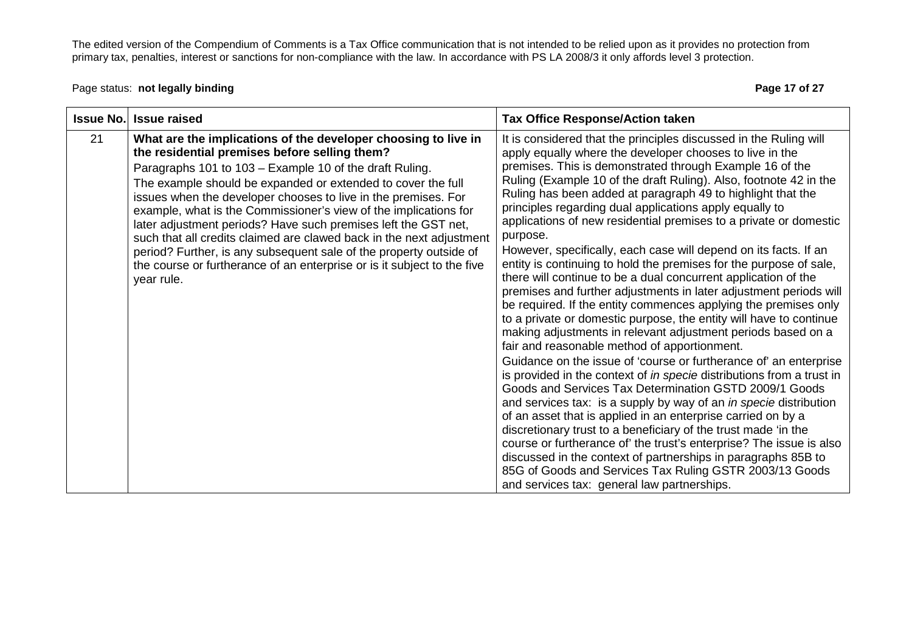The edited version of the Compendium of Comments is a Tax Office communication that is not intended to be relied upon as it provides no protection from primary tax, penalties, interest or sanctions for non-compliance with the law. In accordance with PS LA 2008/3 it only affords level 3 protection.

Page status: **not legally binding**

| Issue No. | Issue raised | Tax Office Response/Action taken |
|---|---|---|
| 21 | **What are the implications of the developer choosing to live in the residential premises before selling them?**<br>Paragraphs 101 to 103 – Example 10 of the draft Ruling.<br>The example should be expanded or extended to cover the full issues when the developer chooses to live in the premises. For example, what is the Commissioner's view of the implications for later adjustment periods? Have such premises left the GST net, such that all credits claimed are clawed back in the next adjustment period? Further, is any subsequent sale of the property outside of the course or furtherance of an enterprise or is it subject to the five year rule. | It is considered that the principles discussed in the Ruling will apply equally where the developer chooses to live in the premises. This is demonstrated through Example 16 of the Ruling (Example 10 of the draft Ruling). Also, footnote 42 in the Ruling has been added at paragraph 49 to highlight that the principles regarding dual applications apply equally to applications of new residential premises to a private or domestic purpose.<br>However, specifically, each case will depend on its facts. If an entity is continuing to hold the premises for the purpose of sale, there will continue to be a dual concurrent application of the premises and further adjustments in later adjustment periods will be required. If the entity commences applying the premises only to a private or domestic purpose, the entity will have to continue making adjustments in relevant adjustment periods based on a fair and reasonable method of apportionment.<br>Guidance on the issue of 'course or furtherance of' an enterprise is provided in the context of *in specie* distributions from a trust in Goods and Services Tax Determination GSTD 2009/1 Goods and services tax: is a supply by way of an *in specie* distribution of an asset that is applied in an enterprise carried on by a discretionary trust to a beneficiary of the trust made 'in the course or furtherance of' the trust's enterprise? The issue is also discussed in the context of partnerships in paragraphs 85B to 85G of Goods and Services Tax Ruling GSTR 2003/13 Goods and services tax: general law partnerships. |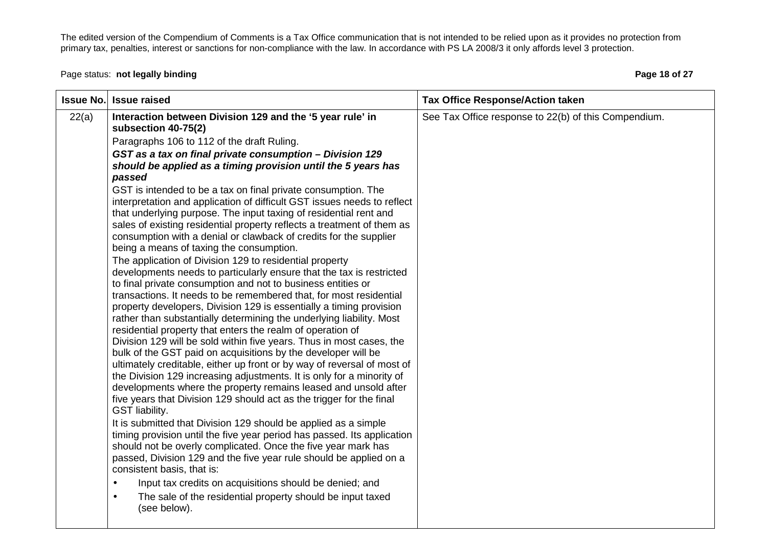The edited version of the Compendium of Comments is a Tax Office communication that is not intended to be relied upon as it provides no protection from primary tax, penalties, interest or sanctions for non-compliance with the law. In accordance with PS LA 2008/3 it only affords level 3 protection.

Page status: **not legally binding**

| Issue No. | Issue raised | Tax Office Response/Action taken |
|---|---|---|
| 22(a) | **Interaction between Division 129 and the '5 year rule' in subsection 40-75(2)**<br>Paragraphs 106 to 112 of the draft Ruling.<br>***GST as a tax on final private consumption – Division 129 should be applied as a timing provision until the 5 years has passed***<br>GST is intended to be a tax on final private consumption. The interpretation and application of difficult GST issues needs to reflect that underlying purpose. The input taxing of residential rent and sales of existing residential property reflects a treatment of them as consumption with a denial or clawback of credits for the supplier being a means of taxing the consumption.<br>The application of Division 129 to residential property developments needs to particularly ensure that the tax is restricted to final private consumption and not to business entities or transactions. It needs to be remembered that, for most residential property developers, Division 129 is essentially a timing provision rather than substantially determining the underlying liability. Most residential property that enters the realm of operation of Division 129 will be sold within five years. Thus in most cases, the bulk of the GST paid on acquisitions by the developer will be ultimately creditable, either up front or by way of reversal of most of the Division 129 increasing adjustments. It is only for a minority of developments where the property remains leased and unsold after five years that Division 129 should act as the trigger for the final GST liability.<br>It is submitted that Division 129 should be applied as a simple timing provision until the five year period has passed. Its application should not be overly complicated. Once the five year mark has passed, Division 129 and the five year rule should be applied on a consistent basis, that is:<br>• Input tax credits on acquisitions should be denied; and<br>• The sale of the residential property should be input taxed (see below). | See Tax Office response to 22(b) of this Compendium. |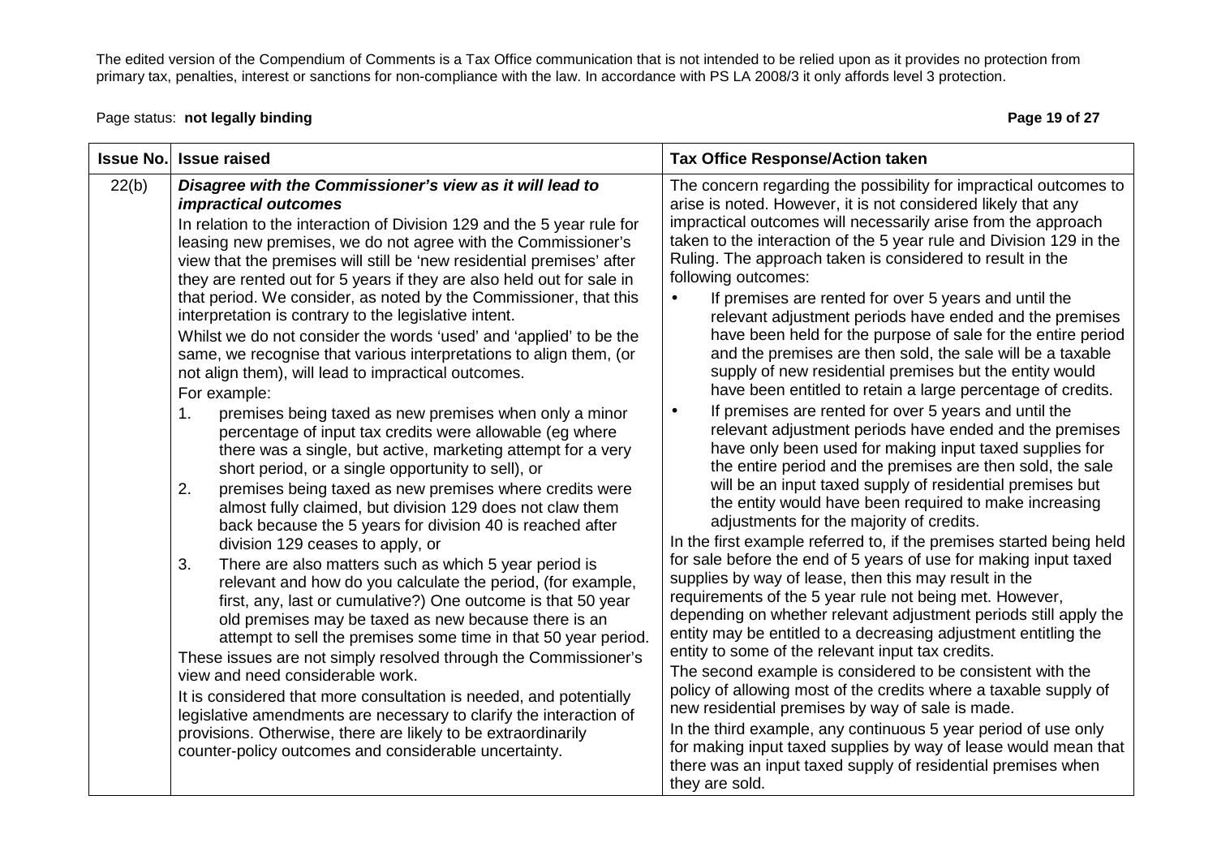The edited version of the Compendium of Comments is a Tax Office communication that is not intended to be relied upon as it provides no protection from primary tax, penalties, interest or sanctions for non-compliance with the law. In accordance with PS LA 2008/3 it only affords level 3 protection.

Page status: **not legally binding**

| Issue No. | Issue raised | Tax Office Response/Action taken |
|---|---|---|
| 22(b) | ***Disagree with the Commissioner's view as it will lead to impractical outcomes***<br>In relation to the interaction of Division 129 and the 5 year rule for leasing new premises, we do not agree with the Commissioner's view that the premises will still be 'new residential premises' after they are rented out for 5 years if they are also held out for sale in that period. We consider, as noted by the Commissioner, that this interpretation is contrary to the legislative intent.<br>Whilst we do not consider the words 'used' and 'applied' to be the same, we recognise that various interpretations to align them, (or not align them), will lead to impractical outcomes.<br>For example:<br>1. premises being taxed as new premises when only a minor percentage of input tax credits were allowable (eg where there was a single, but active, marketing attempt for a very short period, or a single opportunity to sell), or<br>2. premises being taxed as new premises where credits were almost fully claimed, but division 129 does not claw them back because the 5 years for division 40 is reached after division 129 ceases to apply, or<br>3. There are also matters such as which 5 year period is relevant and how do you calculate the period, (for example, first, any, last or cumulative?) One outcome is that 50 year old premises may be taxed as new because there is an attempt to sell the premises some time in that 50 year period.<br>These issues are not simply resolved through the Commissioner's view and need considerable work.<br>It is considered that more consultation is needed, and potentially legislative amendments are necessary to clarify the interaction of provisions. Otherwise, there are likely to be extraordinarily counter-policy outcomes and considerable uncertainty. | The concern regarding the possibility for impractical outcomes to arise is noted. However, it is not considered likely that any impractical outcomes will necessarily arise from the approach taken to the interaction of the 5 year rule and Division 129 in the Ruling. The approach taken is considered to result in the following outcomes:<br>• If premises are rented for over 5 years and until the relevant adjustment periods have ended and the premises have been held for the purpose of sale for the entire period and the premises are then sold, the sale will be a taxable supply of new residential premises but the entity would have been entitled to retain a large percentage of credits.<br>• If premises are rented for over 5 years and until the relevant adjustment periods have ended and the premises have only been used for making input taxed supplies for the entire period and the premises are then sold, the sale will be an input taxed supply of residential premises but the entity would have been required to make increasing adjustments for the majority of credits.<br>In the first example referred to, if the premises started being held for sale before the end of 5 years of use for making input taxed supplies by way of lease, then this may result in the requirements of the 5 year rule not being met. However, depending on whether relevant adjustment periods still apply the entity may be entitled to a decreasing adjustment entitling the entity to some of the relevant input tax credits.<br>The second example is considered to be consistent with the policy of allowing most of the credits where a taxable supply of new residential premises by way of sale is made.<br>In the third example, any continuous 5 year period of use only for making input taxed supplies by way of lease would mean that there was an input taxed supply of residential premises when they are sold. |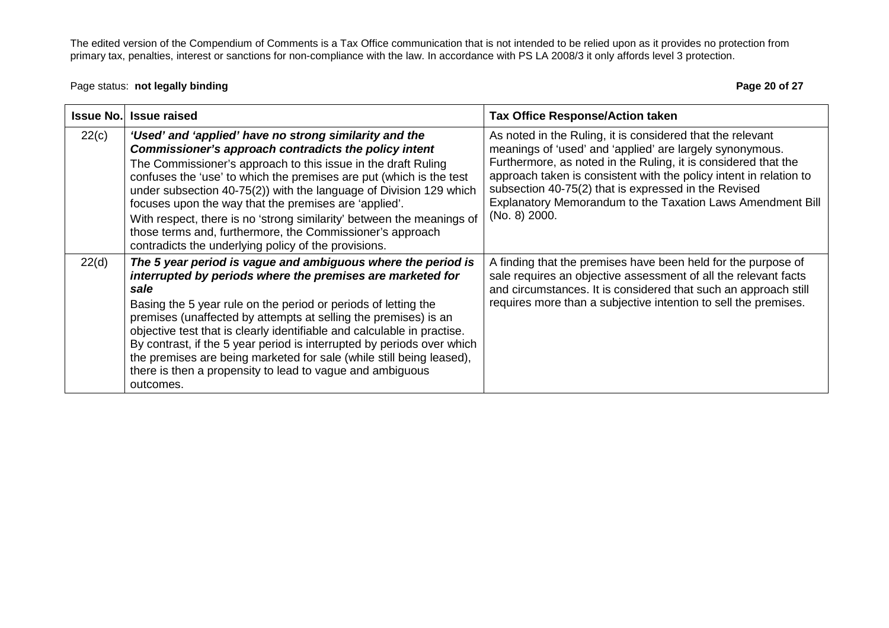The edited version of the Compendium of Comments is a Tax Office communication that is not intended to be relied upon as it provides no protection from primary tax, penalties, interest or sanctions for non-compliance with the law. In accordance with PS LA 2008/3 it only affords level 3 protection.

Page status: **not legally binding**

| Issue No. | Issue raised | Tax Office Response/Action taken |
|---|---|---|
| 22(c) | ***'Used' and 'applied' have no strong similarity and the Commissioner's approach contradicts the policy intent*** <br> The Commissioner's approach to this issue in the draft Ruling confuses the 'use' to which the premises are put (which is the test under subsection 40-75(2)) with the language of Division 129 which focuses upon the way that the premises are 'applied'. <br> With respect, there is no 'strong similarity' between the meanings of those terms and, furthermore, the Commissioner's approach contradicts the underlying policy of the provisions. | As noted in the Ruling, it is considered that the relevant meanings of 'used' and 'applied' are largely synonymous. Furthermore, as noted in the Ruling, it is considered that the approach taken is consistent with the policy intent in relation to subsection 40-75(2) that is expressed in the Revised Explanatory Memorandum to the Taxation Laws Amendment Bill (No. 8) 2000. |
| 22(d) | ***The 5 year period is vague and ambiguous where the period is interrupted by periods where the premises are marketed for sale*** <br> Basing the 5 year rule on the period or periods of letting the premises (unaffected by attempts at selling the premises) is an objective test that is clearly identifiable and calculable in practise. By contrast, if the 5 year period is interrupted by periods over which the premises are being marketed for sale (while still being leased), there is then a propensity to lead to vague and ambiguous outcomes. | A finding that the premises have been held for the purpose of sale requires an objective assessment of all the relevant facts and circumstances. It is considered that such an approach still requires more than a subjective intention to sell the premises. |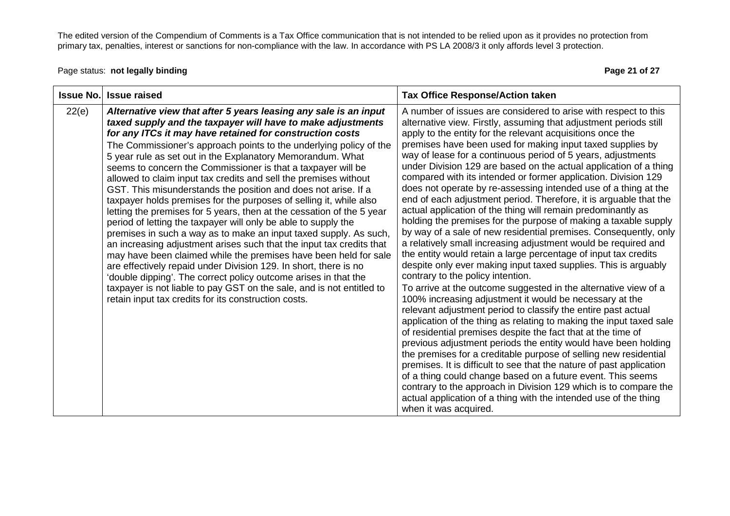The edited version of the Compendium of Comments is a Tax Office communication that is not intended to be relied upon as it provides no protection from primary tax, penalties, interest or sanctions for non-compliance with the law. In accordance with PS LA 2008/3 it only affords level 3 protection.

Page status: **not legally binding**

| Issue No. | Issue raised | Tax Office Response/Action taken |
|---|---|---|
| 22(e) | ***Alternative view that after 5 years leasing any sale is an input taxed supply and the taxpayer will have to make adjustments for any ITCs it may have retained for construction costs*** <br> The Commissioner's approach points to the underlying policy of the 5 year rule as set out in the Explanatory Memorandum. What seems to concern the Commissioner is that a taxpayer will be allowed to claim input tax credits and sell the premises without GST. This misunderstands the position and does not arise. If a taxpayer holds premises for the purposes of selling it, while also letting the premises for 5 years, then at the cessation of the 5 year period of letting the taxpayer will only be able to supply the premises in such a way as to make an input taxed supply. As such, an increasing adjustment arises such that the input tax credits that may have been claimed while the premises have been held for sale are effectively repaid under Division 129. In short, there is no 'double dipping'. The correct policy outcome arises in that the taxpayer is not liable to pay GST on the sale, and is not entitled to retain input tax credits for its construction costs. | A number of issues are considered to arise with respect to this alternative view. Firstly, assuming that adjustment periods still apply to the entity for the relevant acquisitions once the premises have been used for making input taxed supplies by way of lease for a continuous period of 5 years, adjustments under Division 129 are based on the actual application of a thing compared with its intended or former application. Division 129 does not operate by re-assessing intended use of a thing at the end of each adjustment period. Therefore, it is arguable that the actual application of the thing will remain predominantly as holding the premises for the purpose of making a taxable supply by way of a sale of new residential premises. Consequently, only a relatively small increasing adjustment would be required and the entity would retain a large percentage of input tax credits despite only ever making input taxed supplies. This is arguably contrary to the policy intention. <br> To arrive at the outcome suggested in the alternative view of a 100% increasing adjustment it would be necessary at the relevant adjustment period to classify the entire past actual application of the thing as relating to making the input taxed sale of residential premises despite the fact that at the time of previous adjustment periods the entity would have been holding the premises for a creditable purpose of selling new residential premises. It is difficult to see that the nature of past application of a thing could change based on a future event. This seems contrary to the approach in Division 129 which is to compare the actual application of a thing with the intended use of the thing when it was acquired. |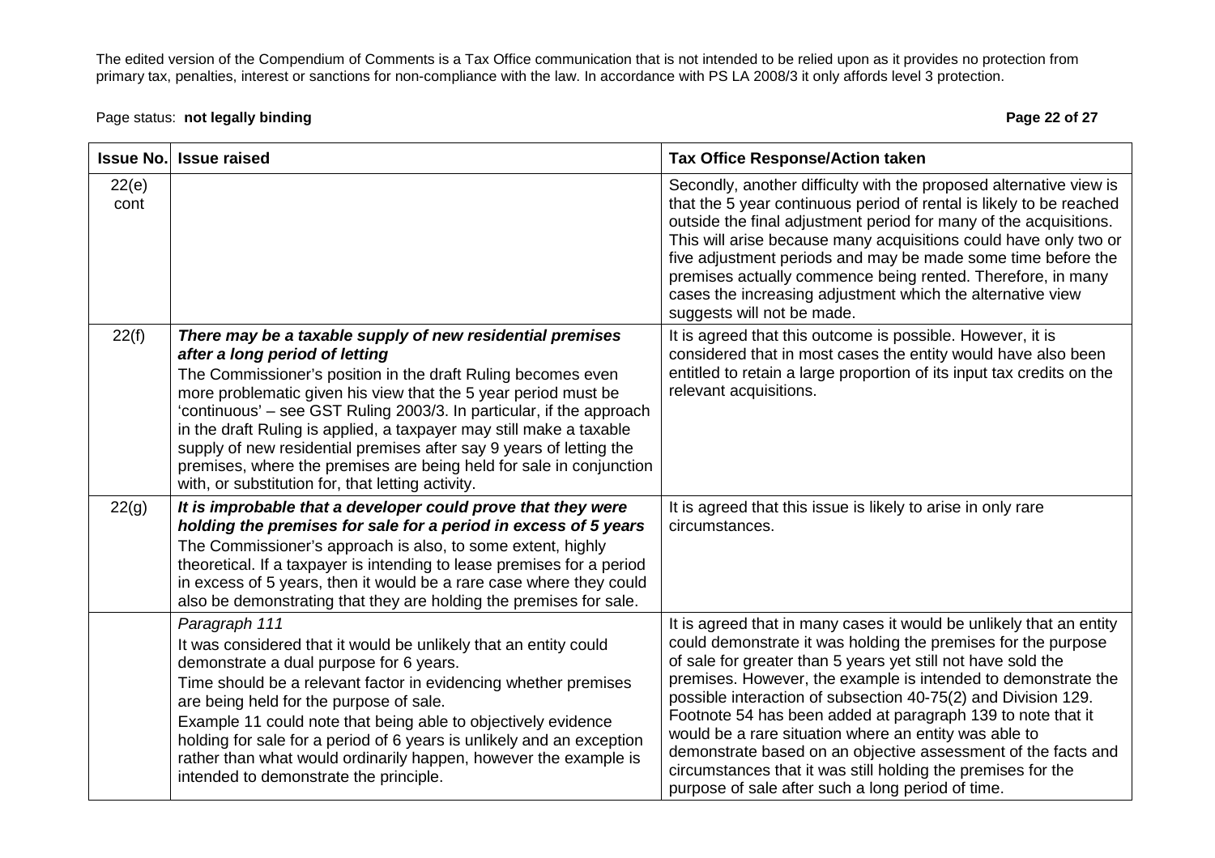The edited version of the Compendium of Comments is a Tax Office communication that is not intended to be relied upon as it provides no protection from primary tax, penalties, interest or sanctions for non-compliance with the law. In accordance with PS LA 2008/3 it only affords level 3 protection.

Page status: **not legally binding**

| Issue No. | Issue raised | Tax Office Response/Action taken |
|---|---|---|
| 22(e) cont | | Secondly, another difficulty with the proposed alternative view is that the 5 year continuous period of rental is likely to be reached outside the final adjustment period for many of the acquisitions. This will arise because many acquisitions could have only two or five adjustment periods and may be made some time before the premises actually commence being rented. Therefore, in many cases the increasing adjustment which the alternative view suggests will not be made. |
| 22(f) | ***There may be a taxable supply of new residential premises after a long period of letting*** The Commissioner's position in the draft Ruling becomes even more problematic given his view that the 5 year period must be 'continuous' – see GST Ruling 2003/3. In particular, if the approach in the draft Ruling is applied, a taxpayer may still make a taxable supply of new residential premises after say 9 years of letting the premises, where the premises are being held for sale in conjunction with, or substitution for, that letting activity. | It is agreed that this outcome is possible. However, it is considered that in most cases the entity would have also been entitled to retain a large proportion of its input tax credits on the relevant acquisitions. |
| 22(g) | ***It is improbable that a developer could prove that they were holding the premises for sale for a period in excess of 5 years*** The Commissioner's approach is also, to some extent, highly theoretical. If a taxpayer is intending to lease premises for a period in excess of 5 years, then it would be a rare case where they could also be demonstrating that they are holding the premises for sale. | It is agreed that this issue is likely to arise in only rare circumstances. |
| | *Paragraph 111* It was considered that it would be unlikely that an entity could demonstrate a dual purpose for 6 years. Time should be a relevant factor in evidencing whether premises are being held for the purpose of sale. Example 11 could note that being able to objectively evidence holding for sale for a period of 6 years is unlikely and an exception rather than what would ordinarily happen, however the example is intended to demonstrate the principle. | It is agreed that in many cases it would be unlikely that an entity could demonstrate it was holding the premises for the purpose of sale for greater than 5 years yet still not have sold the premises. However, the example is intended to demonstrate the possible interaction of subsection 40-75(2) and Division 129. Footnote 54 has been added at paragraph 139 to note that it would be a rare situation where an entity was able to demonstrate based on an objective assessment of the facts and circumstances that it was still holding the premises for the purpose of sale after such a long period of time. |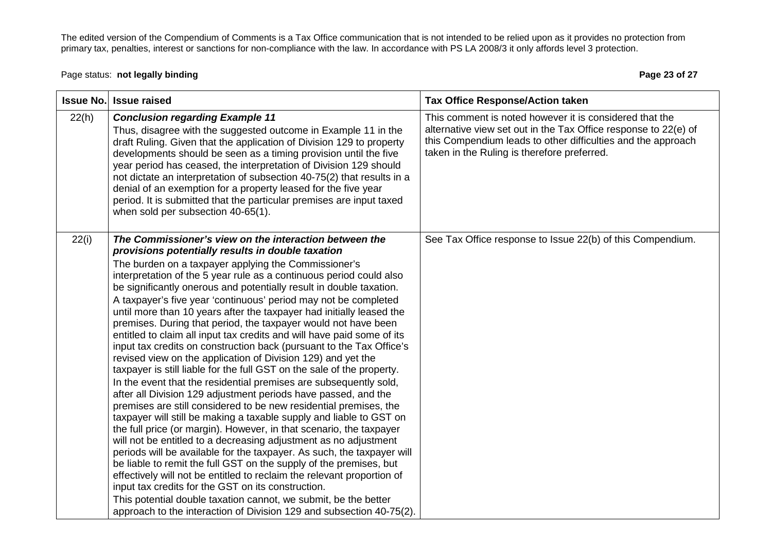| Issue No. | Issue raised | Tax Office Response/Action taken |
|---|---|---|
| 22(h) | ***Conclusion regarding Example 11*** Thus, disagree with the suggested outcome in Example 11 in the draft Ruling. Given that the application of Division 129 to property developments should be seen as a timing provision until the five year period has ceased, the interpretation of Division 129 should not dictate an interpretation of subsection 40-75(2) that results in a denial of an exemption for a property leased for the five year period. It is submitted that the particular premises are input taxed when sold per subsection 40-65(1). | This comment is noted however it is considered that the alternative view set out in the Tax Office response to 22(e) of this Compendium leads to other difficulties and the approach taken in the Ruling is therefore preferred. |
| 22(i) | ***The Commissioner's view on the interaction between the provisions potentially results in double taxation*** The burden on a taxpayer applying the Commissioner's interpretation of the 5 year rule as a continuous period could also be significantly onerous and potentially result in double taxation. A taxpayer's five year 'continuous' period may not be completed until more than 10 years after the taxpayer had initially leased the premises. During that period, the taxpayer would not have been entitled to claim all input tax credits and will have paid some of its input tax credits on construction back (pursuant to the Tax Office's revised view on the application of Division 129) and yet the taxpayer is still liable for the full GST on the sale of the property. In the event that the residential premises are subsequently sold, after all Division 129 adjustment periods have passed, and the premises are still considered to be new residential premises, the taxpayer will still be making a taxable supply and liable to GST on the full price (or margin). However, in that scenario, the taxpayer will not be entitled to a decreasing adjustment as no adjustment periods will be available for the taxpayer. As such, the taxpayer will be liable to remit the full GST on the supply of the premises, but effectively will not be entitled to reclaim the relevant proportion of input tax credits for the GST on its construction. This potential double taxation cannot, we submit, be the better approach to the interaction of Division 129 and subsection 40-75(2). | See Tax Office response to Issue 22(b) of this Compendium. |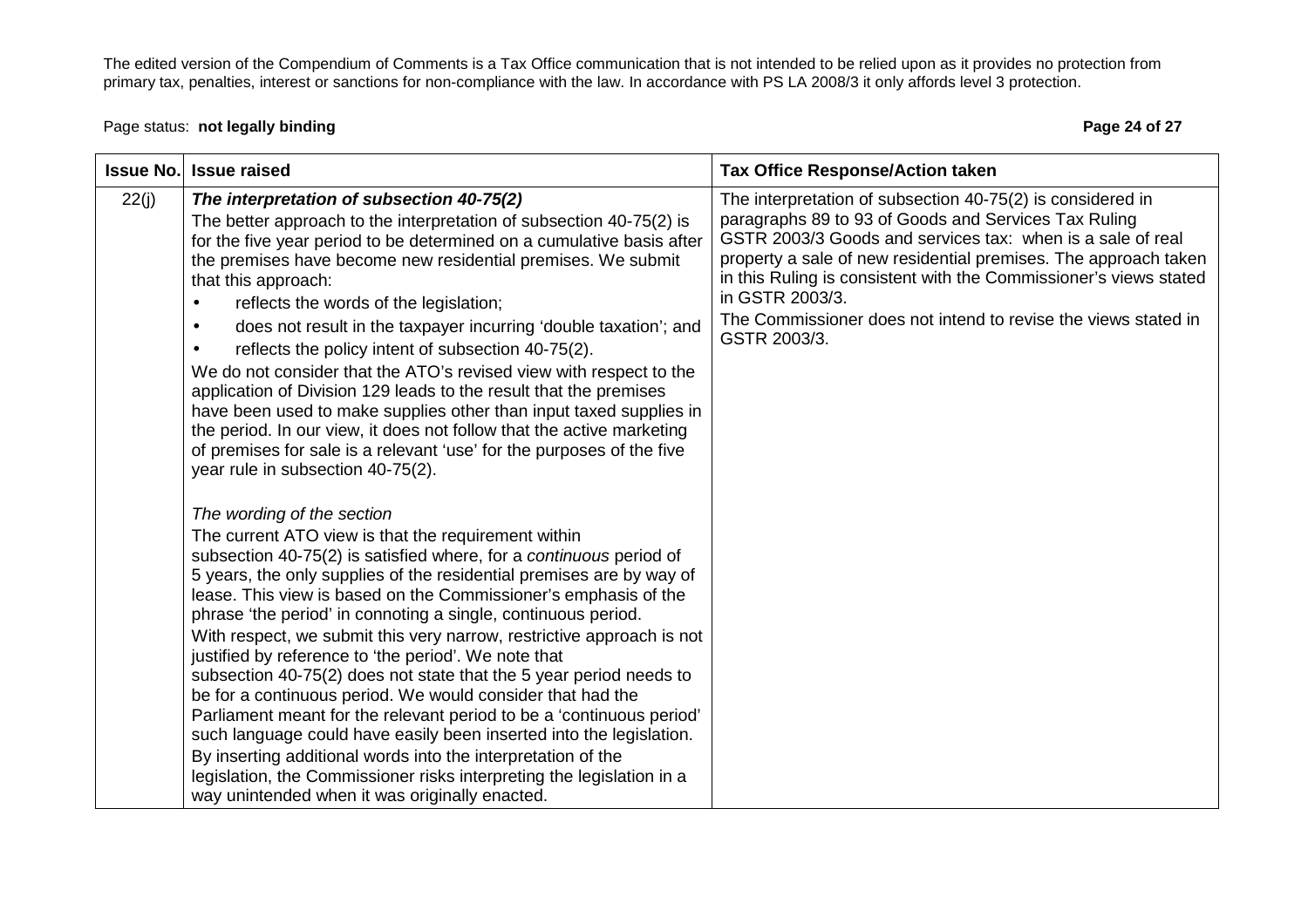The edited version of the Compendium of Comments is a Tax Office communication that is not intended to be relied upon as it provides no protection from primary tax, penalties, interest or sanctions for non-compliance with the law. In accordance with PS LA 2008/3 it only affords level 3 protection.

Page status: **not legally binding**

| Issue No. | Issue raised | Tax Office Response/Action taken |
|---|---|---|
| 22(j) | ***The interpretation of subsection 40-75(2)***<br>The better approach to the interpretation of subsection 40-75(2) is for the five year period to be determined on a cumulative basis after the premises have become new residential premises. We submit that this approach:<br>• reflects the words of the legislation;<br>• does not result in the taxpayer incurring 'double taxation'; and<br>• reflects the policy intent of subsection 40-75(2).<br>We do not consider that the ATO's revised view with respect to the application of Division 129 leads to the result that the premises have been used to make supplies other than input taxed supplies in the period. In our view, it does not follow that the active marketing of premises for sale is a relevant 'use' for the purposes of the five year rule in subsection 40-75(2).<br><br>*The wording of the section*<br>The current ATO view is that the requirement within subsection 40-75(2) is satisfied where, for a *continuous* period of 5 years, the only supplies of the residential premises are by way of lease. This view is based on the Commissioner's emphasis of the phrase 'the period' in connoting a single, continuous period.<br>With respect, we submit this very narrow, restrictive approach is not justified by reference to 'the period'. We note that subsection 40-75(2) does not state that the 5 year period needs to be for a continuous period. We would consider that had the Parliament meant for the relevant period to be a 'continuous period' such language could have easily been inserted into the legislation. By inserting additional words into the interpretation of the legislation, the Commissioner risks interpreting the legislation in a way unintended when it was originally enacted. | The interpretation of subsection 40-75(2) is considered in paragraphs 89 to 93 of Goods and Services Tax Ruling GSTR 2003/3 Goods and services tax: when is a sale of real property a sale of new residential premises. The approach taken in this Ruling is consistent with the Commissioner's views stated in GSTR 2003/3.<br>The Commissioner does not intend to revise the views stated in GSTR 2003/3. |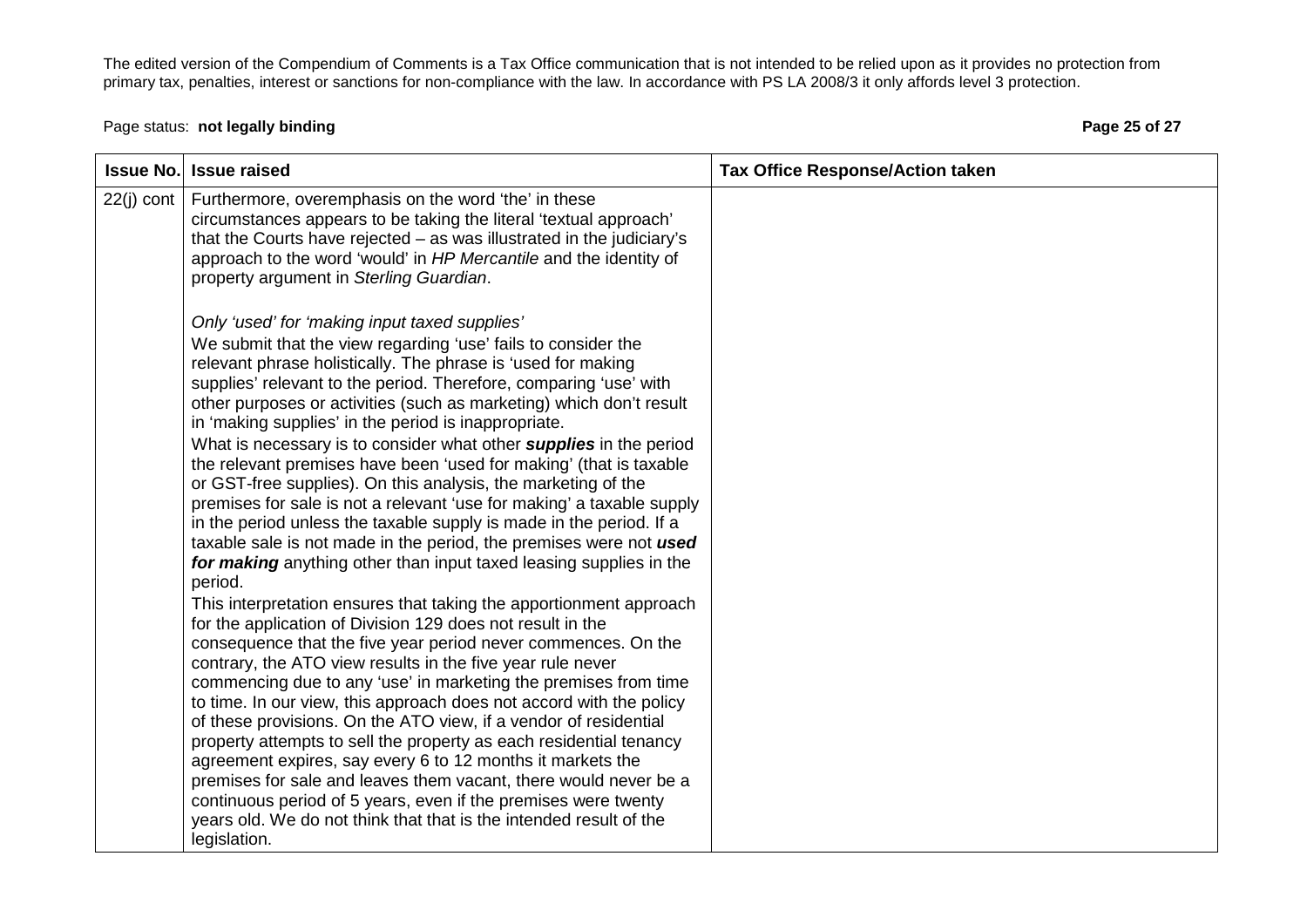| Issue No. | Issue raised | Tax Office Response/Action taken |
|---|---|---|
| 22(j) cont | Furthermore, overemphasis on the word 'the' in these circumstances appears to be taking the literal 'textual approach' that the Courts have rejected – as was illustrated in the judiciary's approach to the word 'would' in *HP Mercantile* and the identity of property argument in *Sterling Guardian*.<br><br>*Only 'used' for 'making input taxed supplies'*<br>We submit that the view regarding 'use' fails to consider the relevant phrase holistically. The phrase is 'used for making supplies' relevant to the period. Therefore, comparing 'use' with other purposes or activities (such as marketing) which don't result in 'making supplies' in the period is inappropriate.<br>What is necessary is to consider what other ***supplies*** in the period the relevant premises have been 'used for making' (that is taxable or GST-free supplies). On this analysis, the marketing of the premises for sale is not a relevant 'use for making' a taxable supply in the period unless the taxable supply is made in the period. If a taxable sale is not made in the period, the premises were not ***used for making*** anything other than input taxed leasing supplies in the period.<br>This interpretation ensures that taking the apportionment approach for the application of Division 129 does not result in the consequence that the five year period never commences. On the contrary, the ATO view results in the five year rule never commencing due to any 'use' in marketing the premises from time to time. In our view, this approach does not accord with the policy of these provisions. On the ATO view, if a vendor of residential property attempts to sell the property as each residential tenancy agreement expires, say every 6 to 12 months it markets the premises for sale and leaves them vacant, there would never be a continuous period of 5 years, even if the premises were twenty years old. We do not think that that is the intended result of the legislation. | |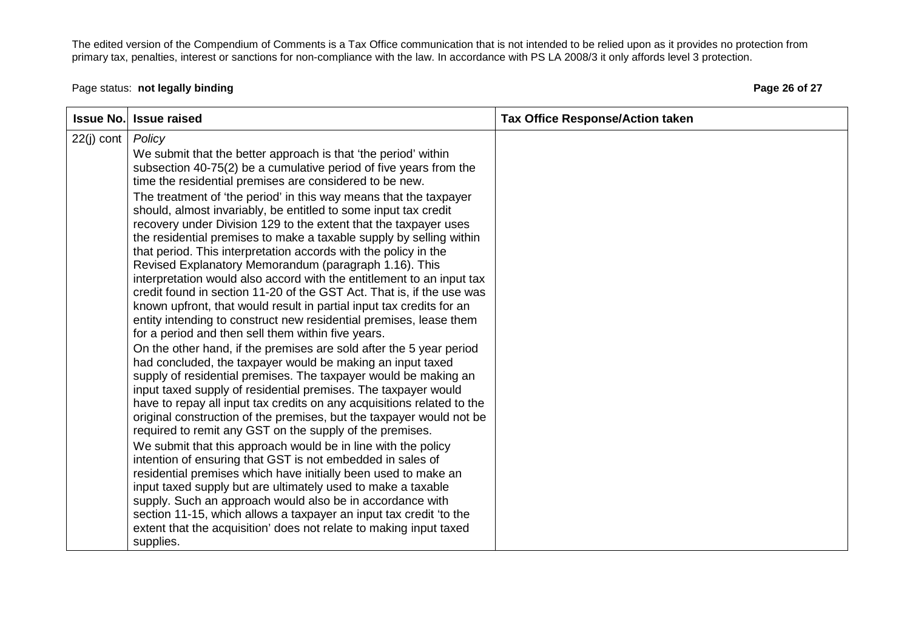| Issue No. | Issue raised | Tax Office Response/Action taken |
|---|---|---|
| 22(j) cont | *Policy*<br>We submit that the better approach is that 'the period' within subsection 40-75(2) be a cumulative period of five years from the time the residential premises are considered to be new.<br>The treatment of 'the period' in this way means that the taxpayer should, almost invariably, be entitled to some input tax credit recovery under Division 129 to the extent that the taxpayer uses the residential premises to make a taxable supply by selling within that period. This interpretation accords with the policy in the Revised Explanatory Memorandum (paragraph 1.16). This interpretation would also accord with the entitlement to an input tax credit found in section 11-20 of the GST Act. That is, if the use was known upfront, that would result in partial input tax credits for an entity intending to construct new residential premises, lease them for a period and then sell them within five years.<br>On the other hand, if the premises are sold after the 5 year period had concluded, the taxpayer would be making an input taxed supply of residential premises. The taxpayer would be making an input taxed supply of residential premises. The taxpayer would have to repay all input tax credits on any acquisitions related to the original construction of the premises, but the taxpayer would not be required to remit any GST on the supply of the premises.<br>We submit that this approach would be in line with the policy intention of ensuring that GST is not embedded in sales of residential premises which have initially been used to make an input taxed supply but are ultimately used to make a taxable supply. Such an approach would also be in accordance with section 11-15, which allows a taxpayer an input tax credit 'to the extent that the acquisition' does not relate to making input taxed supplies. | |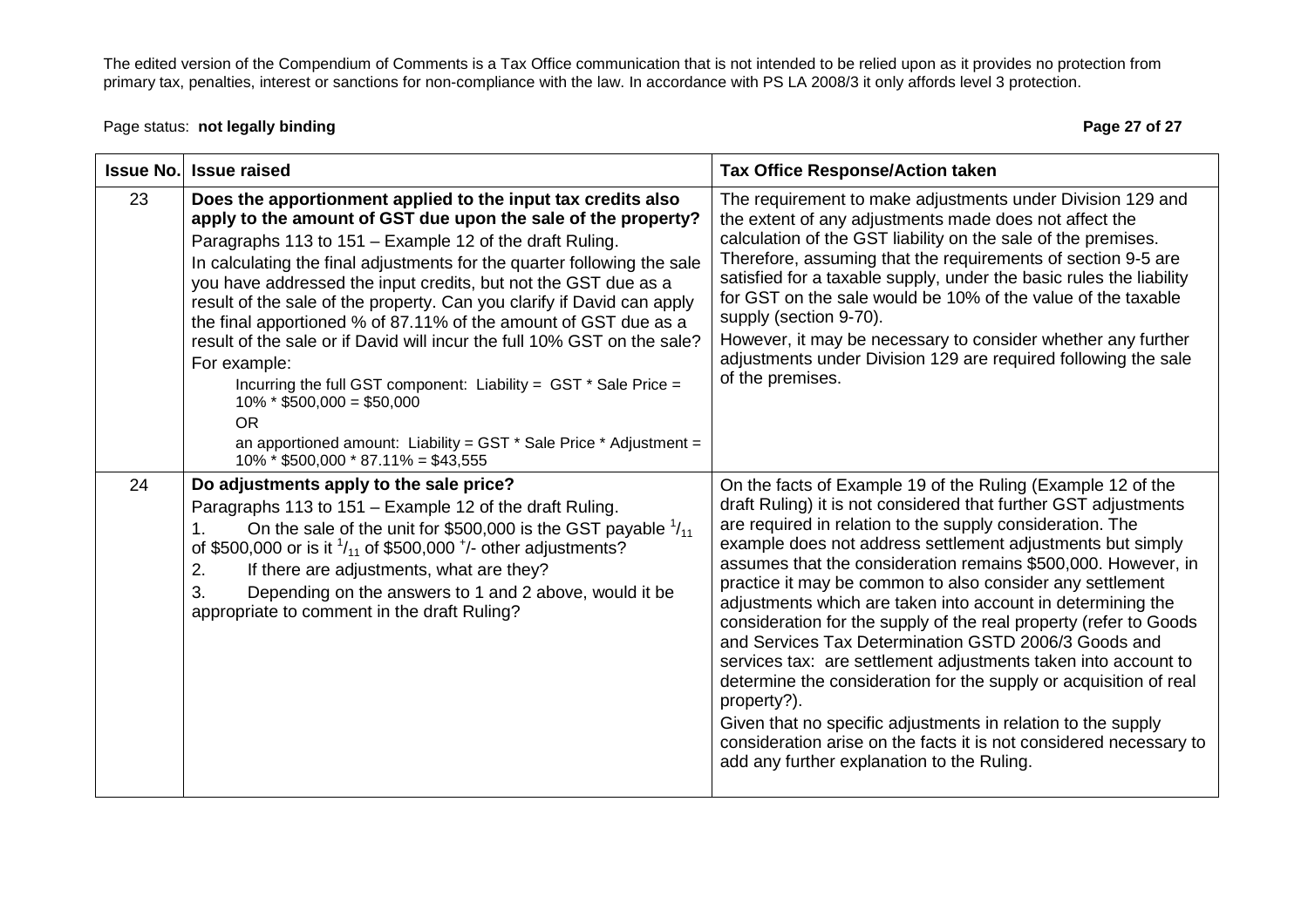| Issue No. | Issue raised | Tax Office Response/Action taken |
|---|---|---|
| 23 | **Does the apportionment applied to the input tax credits also apply to the amount of GST due upon the sale of the property?**<br>Paragraphs 113 to 151 – Example 12 of the draft Ruling.<br>In calculating the final adjustments for the quarter following the sale you have addressed the input credits, but not the GST due as a result of the sale of the property. Can you clarify if David can apply the final apportioned % of 87.11% of the amount of GST due as a result of the sale or if David will incur the full 10% GST on the sale?<br>For example:<br>Incurring the full GST component: Liability = GST * Sale Price = 10% * $500,000 = $50,000<br>OR<br>an apportioned amount: Liability = GST * Sale Price * Adjustment = 10% * $500,000 * 87.11% = $43,555 | The requirement to make adjustments under Division 129 and the extent of any adjustments made does not affect the calculation of the GST liability on the sale of the premises. Therefore, assuming that the requirements of section 9-5 are satisfied for a taxable supply, under the basic rules the liability for GST on the sale would be 10% of the value of the taxable supply (section 9-70).<br>However, it may be necessary to consider whether any further adjustments under Division 129 are required following the sale of the premises. |
| 24 | **Do adjustments apply to the sale price?**<br>Paragraphs 113 to 151 – Example 12 of the draft Ruling.<br>1. On the sale of the unit for $500,000 is the GST payable $^1/_{11}$ of $500,000 or is it $^1/_{11}$ of $500,000 $^+$/- other adjustments?<br>2. If there are adjustments, what are they?<br>3. Depending on the answers to 1 and 2 above, would it be appropriate to comment in the draft Ruling? | On the facts of Example 19 of the Ruling (Example 12 of the draft Ruling) it is not considered that further GST adjustments are required in relation to the supply consideration. The example does not address settlement adjustments but simply assumes that the consideration remains $500,000. However, in practice it may be common to also consider any settlement adjustments which are taken into account in determining the consideration for the supply of the real property (refer to Goods and Services Tax Determination GSTD 2006/3 Goods and services tax: are settlement adjustments taken into account to determine the consideration for the supply or acquisition of real property?).<br>Given that no specific adjustments in relation to the supply consideration arise on the facts it is not considered necessary to add any further explanation to the Ruling. |